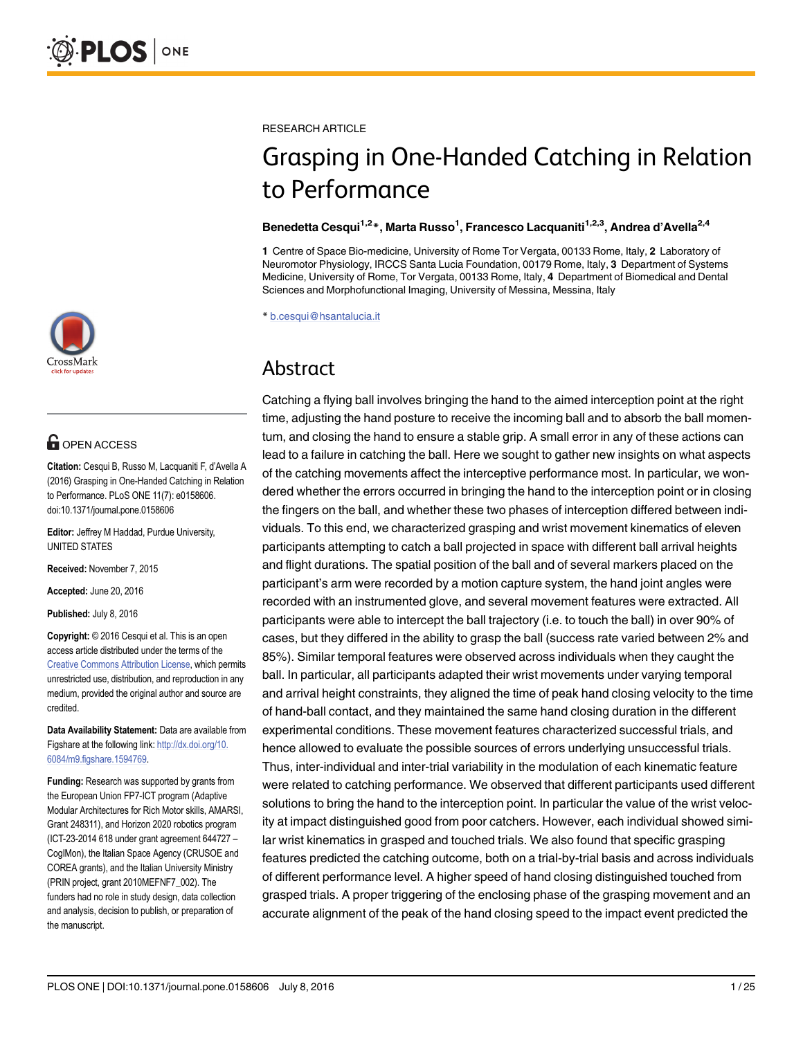RESEARCH ARTICLE

# Grasping in One-Handed Catching in Relation to Performance

**Benedetta Cesqui[1,2]*, Marta Russo[1], Francesco Lacquaniti[1,2,3], Andrea d'Avella[2,4]**

**1** Centre of Space Bio-medicine, University of Rome Tor Vergata, 00133 Rome, Italy, **2** Laboratory of Neuromotor Physiology, IRCCS Santa Lucia Foundation, 00179 Rome, Italy, **3** Department of Systems Medicine, University of Rome, Tor Vergata, 00133 Rome, Italy, **4** Department of Biomedical and Dental Sciences and Morphofunctional Imaging, University of Messina, Messina, Italy

* b.cesqui@hsantalucia.it

OPEN ACCESS

**Citation:** Cesqui B, Russo M, Lacquaniti F, d'Avella A (2016) Grasping in One-Handed Catching in Relation to Performance. PLoS ONE 11(7): e0158606. doi:10.1371/journal.pone.0158606

**Editor:** Jeffrey M Haddad, Purdue University, UNITED STATES

**Received:** November 7, 2015

**Accepted:** June 20, 2016

**Published:** July 8, 2016

**Copyright:** © 2016 Cesqui et al. This is an open access article distributed under the terms of the Creative Commons Attribution License, which permits unrestricted use, distribution, and reproduction in any medium, provided the original author and source are credited.

**Data Availability Statement:** Data are available from Figshare at the following link: http://dx.doi.org/10.6084/m9.figshare.1594769.

**Funding:** Research was supported by grants from the European Union FP7-ICT program (Adaptive Modular Architectures for Rich Motor skills, AMARSI, Grant 248311), and Horizon 2020 robotics program (ICT-23-2014 618 under grant agreement 644727 – CogIMon), the Italian Space Agency (CRUSOE and COREA grants), and the Italian University Ministry (PRIN project, grant 2010MEFNF7_002). The funders had no role in study design, data collection and analysis, decision to publish, or preparation of the manuscript.

## Abstract

Catching a flying ball involves bringing the hand to the aimed interception point at the right time, adjusting the hand posture to receive the incoming ball and to absorb the ball momentum, and closing the hand to ensure a stable grip. A small error in any of these actions can lead to a failure in catching the ball. Here we sought to gather new insights on what aspects of the catching movements affect the interceptive performance most. In particular, we wondered whether the errors occurred in bringing the hand to the interception point or in closing the fingers on the ball, and whether these two phases of interception differed between individuals. To this end, we characterized grasping and wrist movement kinematics of eleven participants attempting to catch a ball projected in space with different ball arrival heights and flight durations. The spatial position of the ball and of several markers placed on the participant's arm were recorded by a motion capture system, the hand joint angles were recorded with an instrumented glove, and several movement features were extracted. All participants were able to intercept the ball trajectory (i.e. to touch the ball) in over 90% of cases, but they differed in the ability to grasp the ball (success rate varied between 2% and 85%). Similar temporal features were observed across individuals when they caught the ball. In particular, all participants adapted their wrist movements under varying temporal and arrival height constraints, they aligned the time of peak hand closing velocity to the time of hand-ball contact, and they maintained the same hand closing duration in the different experimental conditions. These movement features characterized successful trials, and hence allowed to evaluate the possible sources of errors underlying unsuccessful trials. Thus, inter-individual and inter-trial variability in the modulation of each kinematic feature were related to catching performance. We observed that different participants used different solutions to bring the hand to the interception point. In particular the value of the wrist velocity at impact distinguished good from poor catchers. However, each individual showed similar wrist kinematics in grasped and touched trials. We also found that specific grasping features predicted the catching outcome, both on a trial-by-trial basis and across individuals of different performance level. A higher speed of hand closing distinguished touched from grasped trials. A proper triggering of the enclosing phase of the grasping movement and an accurate alignment of the peak of the hand closing speed to the impact event predicted the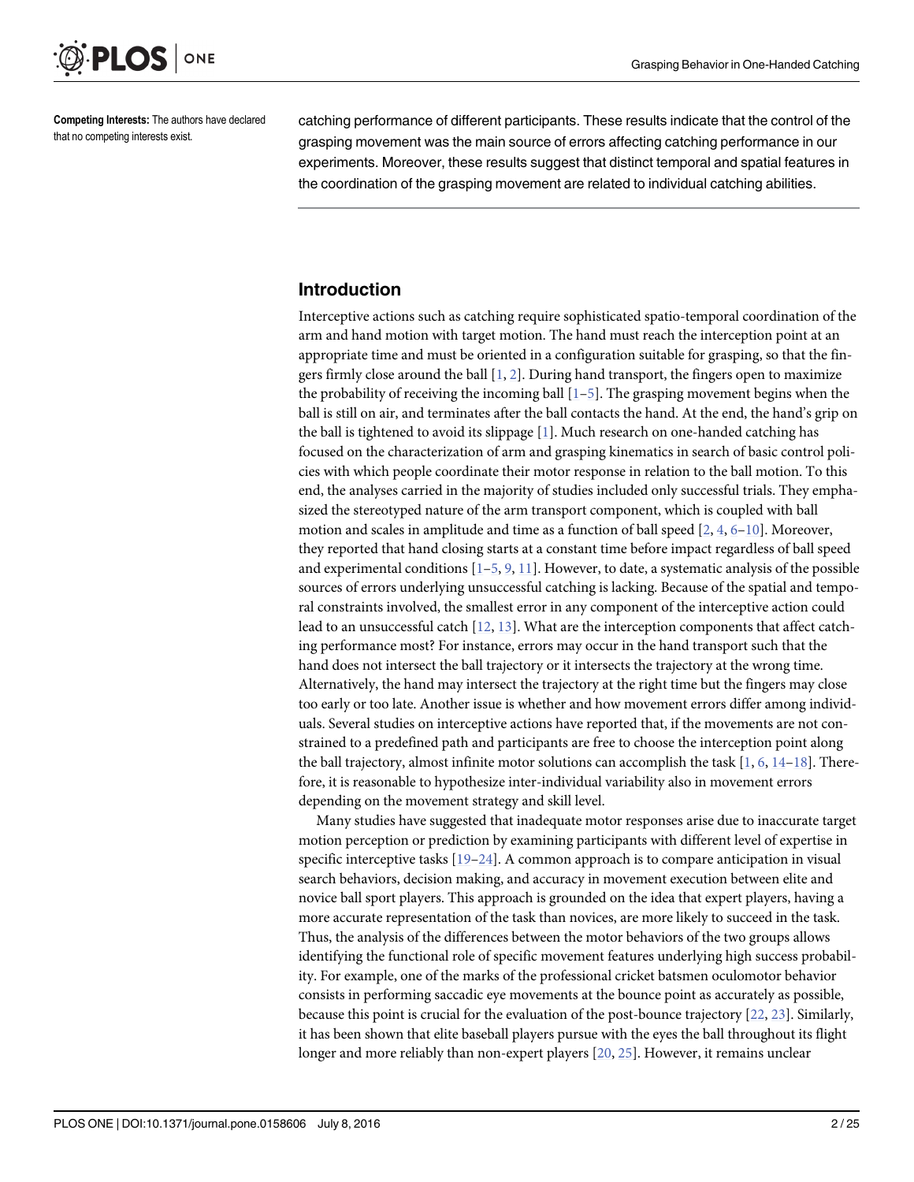**Competing Interests:** The authors have declared that no competing interests exist.

catching performance of different participants. These results indicate that the control of the grasping movement was the main source of errors affecting catching performance in our experiments. Moreover, these results suggest that distinct temporal and spatial features in the coordination of the grasping movement are related to individual catching abilities.

## Introduction

Interceptive actions such as catching require sophisticated spatio-temporal coordination of the arm and hand motion with target motion. The hand must reach the interception point at an appropriate time and must be oriented in a configuration suitable for grasping, so that the fingers firmly close around the ball [1, 2]. During hand transport, the fingers open to maximize the probability of receiving the incoming ball [1–5]. The grasping movement begins when the ball is still on air, and terminates after the ball contacts the hand. At the end, the hand's grip on the ball is tightened to avoid its slippage [1]. Much research on one-handed catching has focused on the characterization of arm and grasping kinematics in search of basic control policies with which people coordinate their motor response in relation to the ball motion. To this end, the analyses carried in the majority of studies included only successful trials. They emphasized the stereotyped nature of the arm transport component, which is coupled with ball motion and scales in amplitude and time as a function of ball speed [2, 4, 6–10]. Moreover, they reported that hand closing starts at a constant time before impact regardless of ball speed and experimental conditions [1–5, 9, 11]. However, to date, a systematic analysis of the possible sources of errors underlying unsuccessful catching is lacking. Because of the spatial and temporal constraints involved, the smallest error in any component of the interceptive action could lead to an unsuccessful catch [12, 13]. What are the interception components that affect catching performance most? For instance, errors may occur in the hand transport such that the hand does not intersect the ball trajectory or it intersects the trajectory at the wrong time. Alternatively, the hand may intersect the trajectory at the right time but the fingers may close too early or too late. Another issue is whether and how movement errors differ among individuals. Several studies on interceptive actions have reported that, if the movements are not constrained to a predefined path and participants are free to choose the interception point along the ball trajectory, almost infinite motor solutions can accomplish the task [1, 6, 14–18]. Therefore, it is reasonable to hypothesize inter-individual variability also in movement errors depending on the movement strategy and skill level.

Many studies have suggested that inadequate motor responses arise due to inaccurate target motion perception or prediction by examining participants with different level of expertise in specific interceptive tasks [19–24]. A common approach is to compare anticipation in visual search behaviors, decision making, and accuracy in movement execution between elite and novice ball sport players. This approach is grounded on the idea that expert players, having a more accurate representation of the task than novices, are more likely to succeed in the task. Thus, the analysis of the differences between the motor behaviors of the two groups allows identifying the functional role of specific movement features underlying high success probability. For example, one of the marks of the professional cricket batsmen oculomotor behavior consists in performing saccadic eye movements at the bounce point as accurately as possible, because this point is crucial for the evaluation of the post-bounce trajectory [22, 23]. Similarly, it has been shown that elite baseball players pursue with the eyes the ball throughout its flight longer and more reliably than non-expert players [20, 25]. However, it remains unclear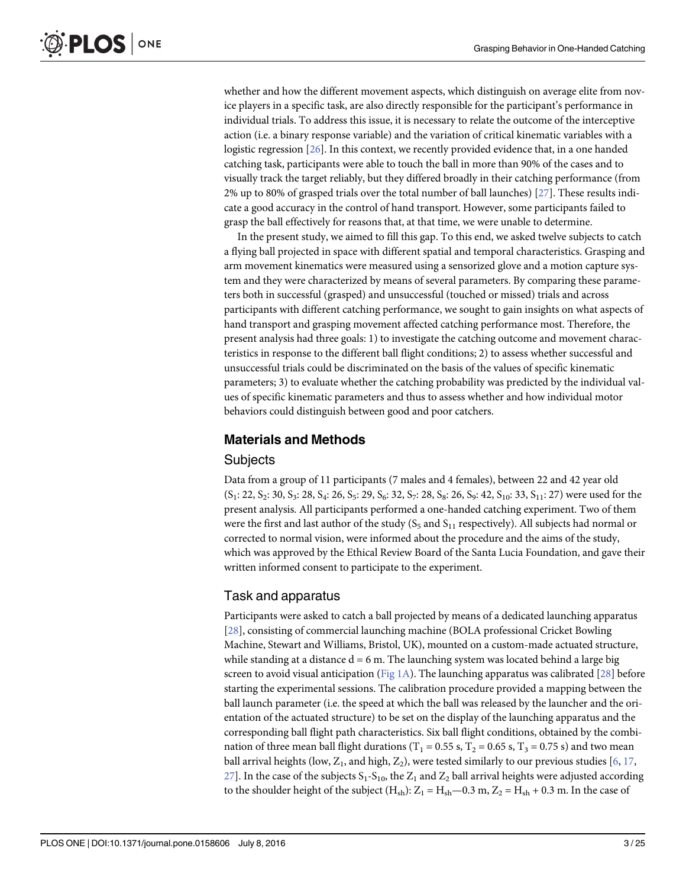whether and how the different movement aspects, which distinguish on average elite from novice players in a specific task, are also directly responsible for the participant's performance in individual trials. To address this issue, it is necessary to relate the outcome of the interceptive action (i.e. a binary response variable) and the variation of critical kinematic variables with a logistic regression [26]. In this context, we recently provided evidence that, in a one handed catching task, participants were able to touch the ball in more than 90% of the cases and to visually track the target reliably, but they differed broadly in their catching performance (from 2% up to 80% of grasped trials over the total number of ball launches) [27]. These results indicate a good accuracy in the control of hand transport. However, some participants failed to grasp the ball effectively for reasons that, at that time, we were unable to determine.

In the present study, we aimed to fill this gap. To this end, we asked twelve subjects to catch a flying ball projected in space with different spatial and temporal characteristics. Grasping and arm movement kinematics were measured using a sensorized glove and a motion capture system and they were characterized by means of several parameters. By comparing these parameters both in successful (grasped) and unsuccessful (touched or missed) trials and across participants with different catching performance, we sought to gain insights on what aspects of hand transport and grasping movement affected catching performance most. Therefore, the present analysis had three goals: 1) to investigate the catching outcome and movement characteristics in response to the different ball flight conditions; 2) to assess whether successful and unsuccessful trials could be discriminated on the basis of the values of specific kinematic parameters; 3) to evaluate whether the catching probability was predicted by the individual values of specific kinematic parameters and thus to assess whether and how individual motor behaviors could distinguish between good and poor catchers.

## Materials and Methods

### Subjects

Data from a group of 11 participants (7 males and 4 females), between 22 and 42 year old ($S_1$: 22, $S_2$: 30, $S_3$: 28, $S_4$: 26, $S_5$: 29, $S_6$: 32, $S_7$: 28, $S_8$: 26, $S_9$: 42, $S_{10}$: 33, $S_{11}$: 27) were used for the present analysis. All participants performed a one-handed catching experiment. Two of them were the first and last author of the study ($S_5$ and $S_{11}$ respectively). All subjects had normal or corrected to normal vision, were informed about the procedure and the aims of the study, which was approved by the Ethical Review Board of the Santa Lucia Foundation, and gave their written informed consent to participate to the experiment.

### Task and apparatus

Participants were asked to catch a ball projected by means of a dedicated launching apparatus [28], consisting of commercial launching machine (BOLA professional Cricket Bowling Machine, Stewart and Williams, Bristol, UK), mounted on a custom-made actuated structure, while standing at a distance d = 6 m. The launching system was located behind a large big screen to avoid visual anticipation (Fig 1A). The launching apparatus was calibrated [28] before starting the experimental sessions. The calibration procedure provided a mapping between the ball launch parameter (i.e. the speed at which the ball was released by the launcher and the orientation of the actuated structure) to be set on the display of the launching apparatus and the corresponding ball flight path characteristics. Six ball flight conditions, obtained by the combination of three mean ball flight durations ($T_1$ = 0.55 s, $T_2$ = 0.65 s, $T_3$ = 0.75 s) and two mean ball arrival heights (low, $Z_1$, and high, $Z_2$), were tested similarly to our previous studies [6, 17, 27]. In the case of the subjects $S_1$-$S_{10}$, the $Z_1$ and $Z_2$ ball arrival heights were adjusted according to the shoulder height of the subject ($H_{sh}$): $Z_1 = H_{sh}$—0.3 m, $Z_2 = H_{sh}$ + 0.3 m. In the case of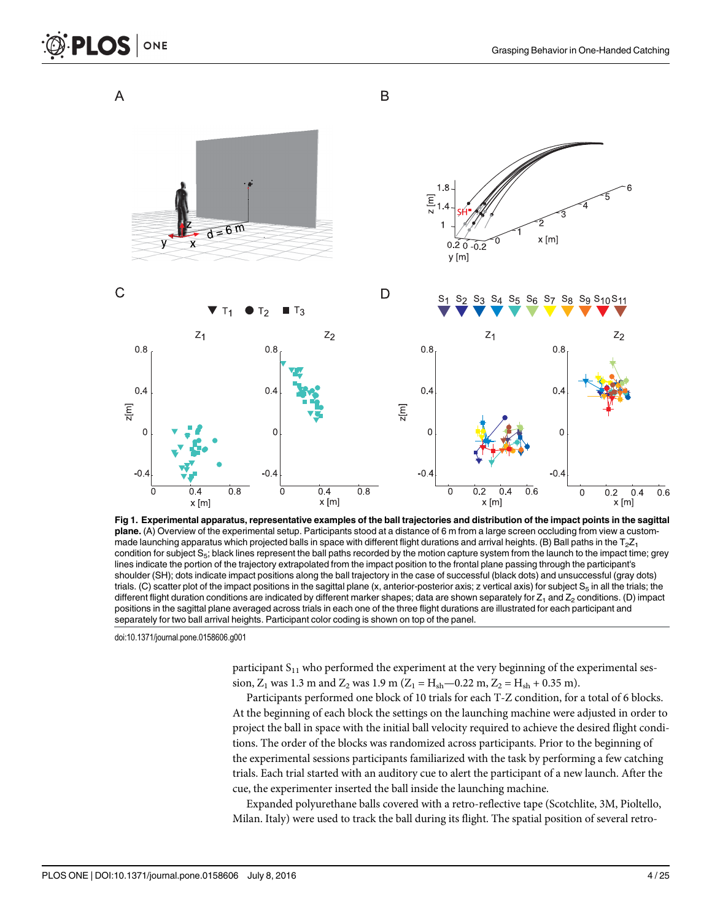**Fig 1. Experimental apparatus, representative examples of the ball trajectories and distribution of the impact points in the sagittal plane.** (A) Overview of the experimental setup. Participants stood at a distance of 6 m from a large screen occluding from view a custom-made launching apparatus which projected balls in space with different flight durations and arrival heights. (B) Ball paths in the $T_2Z_1$ condition for subject $S_5$; black lines represent the ball paths recorded by the motion capture system from the launch to the impact time; grey lines indicate the portion of the trajectory extrapolated from the impact position to the frontal plane passing through the participant's shoulder (SH); dots indicate impact positions along the ball trajectory in the case of successful (black dots) and unsuccessful (gray dots) trials. (C) scatter plot of the impact positions in the sagittal plane (x, anterior-posterior axis; z vertical axis) for subject $S_5$ in all the trials; the different flight duration conditions are indicated by different marker shapes; data are shown separately for $Z_1$ and $Z_2$ conditions. (D) impact positions in the sagittal plane averaged across trials in each one of the three flight durations are illustrated for each participant and separately for two ball arrival heights. Participant color coding is shown on top of the panel.

doi:10.1371/journal.pone.0158606.g001

participant $S_{11}$ who performed the experiment at the very beginning of the experimental session, $Z_1$ was 1.3 m and $Z_2$ was 1.9 m ($Z_1 = H_{sh}$—0.22 m, $Z_2 = H_{sh} + 0.35$ m).

Participants performed one block of 10 trials for each T-Z condition, for a total of 6 blocks. At the beginning of each block the settings on the launching machine were adjusted in order to project the ball in space with the initial ball velocity required to achieve the desired flight conditions. The order of the blocks was randomized across participants. Prior to the beginning of the experimental sessions participants familiarized with the task by performing a few catching trials. Each trial started with an auditory cue to alert the participant of a new launch. After the cue, the experimenter inserted the ball inside the launching machine.

Expanded polyurethane balls covered with a retro-reflective tape (Scotchlite, 3M, Pioltello, Milan. Italy) were used to track the ball during its flight. The spatial position of several retro-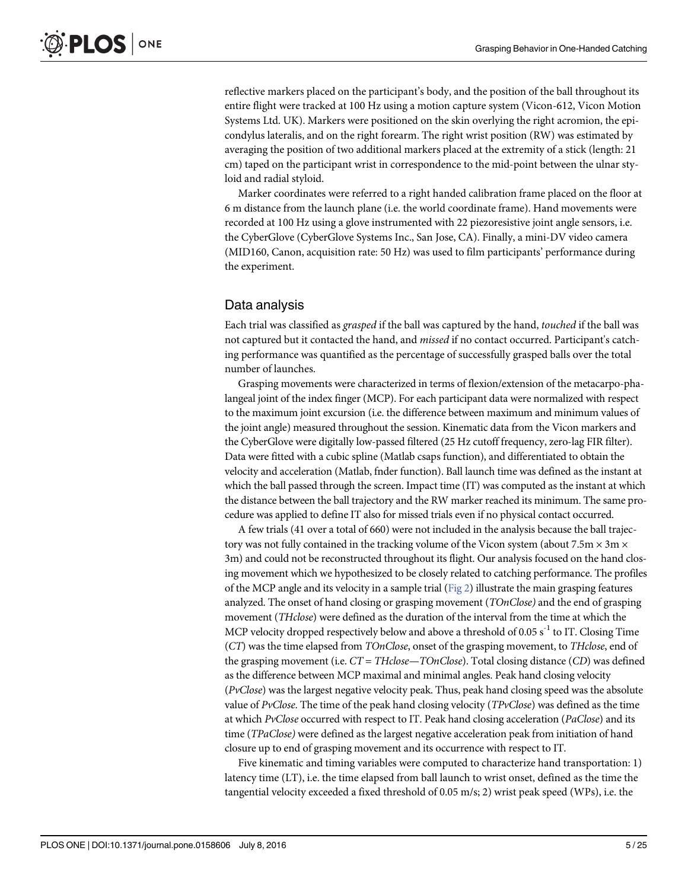reflective markers placed on the participant's body, and the position of the ball throughout its entire flight were tracked at 100 Hz using a motion capture system (Vicon-612, Vicon Motion Systems Ltd. UK). Markers were positioned on the skin overlying the right acromion, the epicondylus lateralis, and on the right forearm. The right wrist position (RW) was estimated by averaging the position of two additional markers placed at the extremity of a stick (length: 21 cm) taped on the participant wrist in correspondence to the mid-point between the ulnar styloid and radial styloid.

Marker coordinates were referred to a right handed calibration frame placed on the floor at 6 m distance from the launch plane (i.e. the world coordinate frame). Hand movements were recorded at 100 Hz using a glove instrumented with 22 piezoresistive joint angle sensors, i.e. the CyberGlove (CyberGlove Systems Inc., San Jose, CA). Finally, a mini-DV video camera (MID160, Canon, acquisition rate: 50 Hz) was used to film participants' performance during the experiment.

## Data analysis

Each trial was classified as *grasped* if the ball was captured by the hand, *touched* if the ball was not captured but it contacted the hand, and *missed* if no contact occurred. Participant's catching performance was quantified as the percentage of successfully grasped balls over the total number of launches.

Grasping movements were characterized in terms of flexion/extension of the metacarpo-phalangeal joint of the index finger (MCP). For each participant data were normalized with respect to the maximum joint excursion (i.e. the difference between maximum and minimum values of the joint angle) measured throughout the session. Kinematic data from the Vicon markers and the CyberGlove were digitally low-passed filtered (25 Hz cutoff frequency, zero-lag FIR filter). Data were fitted with a cubic spline (Matlab csaps function), and differentiated to obtain the velocity and acceleration (Matlab, fnder function). Ball launch time was defined as the instant at which the ball passed through the screen. Impact time (IT) was computed as the instant at which the distance between the ball trajectory and the RW marker reached its minimum. The same procedure was applied to define IT also for missed trials even if no physical contact occurred.

A few trials (41 over a total of 660) were not included in the analysis because the ball trajectory was not fully contained in the tracking volume of the Vicon system (about 7.5m × 3m × 3m) and could not be reconstructed throughout its flight. Our analysis focused on the hand closing movement which we hypothesized to be closely related to catching performance. The profiles of the MCP angle and its velocity in a sample trial (Fig 2) illustrate the main grasping features analyzed. The onset of hand closing or grasping movement (*TOnClose)* and the end of grasping movement (*THclose*) were defined as the duration of the interval from the time at which the MCP velocity dropped respectively below and above a threshold of 0.05 $s^{-1}$ to IT. Closing Time (*CT*) was the time elapsed from *TOnClose*, onset of the grasping movement, to *THclose*, end of the grasping movement (i.e. *CT* = *THclose*—*TOnClose*). Total closing distance (*CD*) was defined as the difference between MCP maximal and minimal angles. Peak hand closing velocity (*PvClose*) was the largest negative velocity peak. Thus, peak hand closing speed was the absolute value of *PvClose*. The time of the peak hand closing velocity (*TPvClose*) was defined as the time at which *PvClose* occurred with respect to IT. Peak hand closing acceleration (*PaClose*) and its time (*TPaClose)* were defined as the largest negative acceleration peak from initiation of hand closure up to end of grasping movement and its occurrence with respect to IT.

Five kinematic and timing variables were computed to characterize hand transportation: 1) latency time (LT), i.e. the time elapsed from ball launch to wrist onset, defined as the time the tangential velocity exceeded a fixed threshold of 0.05 m/s; 2) wrist peak speed (WPs), i.e. the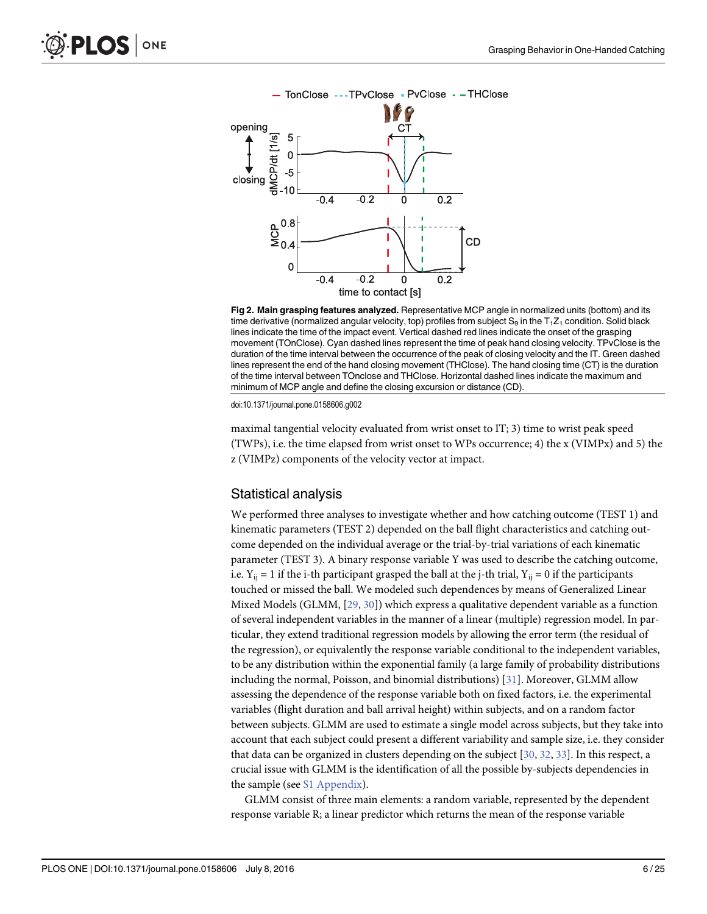**Fig 2. Main grasping features analyzed.** Representative MCP angle in normalized units (bottom) and its time derivative (normalized angular velocity, top) profiles from subject $S_9$ in the $T_1Z_1$ condition. Solid black lines indicate the time of the impact event. Vertical dashed red lines indicate the onset of the grasping movement (TOnClose). Cyan dashed lines represent the time of peak hand closing velocity. TPvClose is the duration of the time interval between the occurrence of the peak of closing velocity and the IT. Green dashed lines represent the end of the hand closing movement (THClose). The hand closing time (CT) is the duration of the time interval between TOnclose and THClose. Horizontal dashed lines indicate the maximum and minimum of MCP angle and define the closing excursion or distance (CD).

doi:10.1371/journal.pone.0158606.g002

maximal tangential velocity evaluated from wrist onset to IT; 3) time to wrist peak speed (TWPs), i.e. the time elapsed from wrist onset to WPs occurrence; 4) the x (VIMPx) and 5) the z (VIMPz) components of the velocity vector at impact.

## Statistical analysis

We performed three analyses to investigate whether and how catching outcome (TEST 1) and kinematic parameters (TEST 2) depended on the ball flight characteristics and catching outcome depended on the individual average or the trial-by-trial variations of each kinematic parameter (TEST 3). A binary response variable Y was used to describe the catching outcome, i.e. $Y_{ij} = 1$ if the i-th participant grasped the ball at the j-th trial, $Y_{ij} = 0$ if the participants touched or missed the ball. We modeled such dependences by means of Generalized Linear Mixed Models (GLMM, [29, 30]) which express a qualitative dependent variable as a function of several independent variables in the manner of a linear (multiple) regression model. In particular, they extend traditional regression models by allowing the error term (the residual of the regression), or equivalently the response variable conditional to the independent variables, to be any distribution within the exponential family (a large family of probability distributions including the normal, Poisson, and binomial distributions) [31]. Moreover, GLMM allow assessing the dependence of the response variable both on fixed factors, i.e. the experimental variables (flight duration and ball arrival height) within subjects, and on a random factor between subjects. GLMM are used to estimate a single model across subjects, but they take into account that each subject could present a different variability and sample size, i.e. they consider that data can be organized in clusters depending on the subject [30, 32, 33]. In this respect, a crucial issue with GLMM is the identification of all the possible by-subjects dependencies in the sample (see S1 Appendix).

GLMM consist of three main elements: a random variable, represented by the dependent response variable R; a linear predictor which returns the mean of the response variable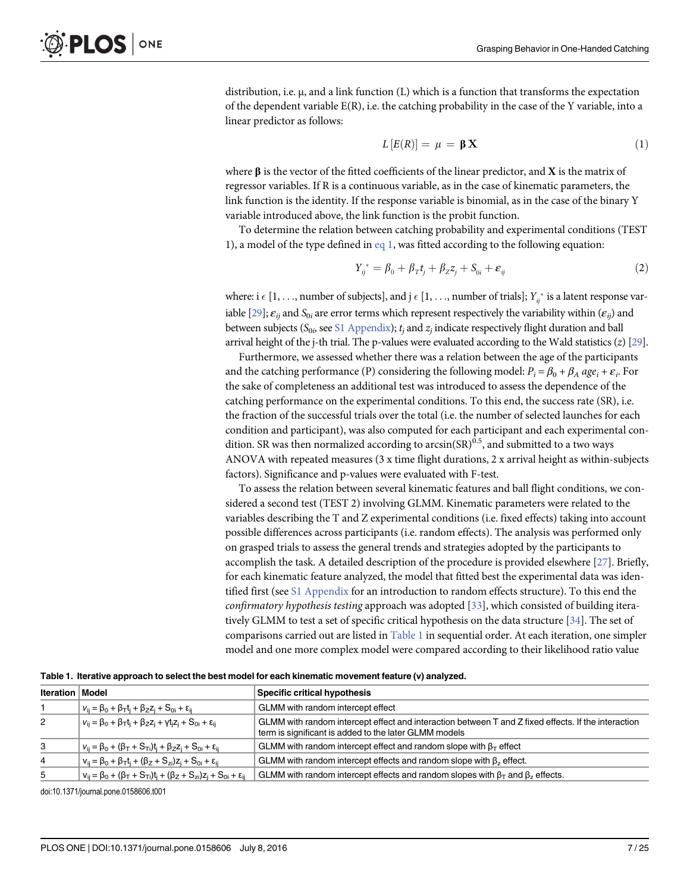distribution, i.e. μ, and a link function (L) which is a function that transforms the expectation of the dependent variable E(R), i.e. the catching probability in the case of the Y variable, into a linear predictor as follows:

$$L[E(R)] = \mu = \boldsymbol{\beta}\,\mathbf{X} \tag{1}$$

where **β** is the vector of the fitted coefficients of the linear predictor, and **X** is the matrix of regressor variables. If R is a continuous variable, as in the case of kinematic parameters, the link function is the identity. If the response variable is binomial, as in the case of the binary Y variable introduced above, the link function is the probit function.

To determine the relation between catching probability and experimental conditions (TEST 1), a model of the type defined in eq 1, was fitted according to the following equation:

$$Y_{ij}^{*} = \beta_0 + \beta_T t_j + \beta_Z z_j + S_{0i} + \boldsymbol{\varepsilon}_{ij} \tag{2}$$

where: i ϵ [1, . . ., number of subjects], and j ϵ [1, . . ., number of trials]; $Y_{ij}^{*}$ is a latent response variable [29]; $\varepsilon_{ij}$ and $S_{0i}$ are error terms which represent respectively the variability within ($\varepsilon_{ij}$) and between subjects ($S_{0i}$, see S1 Appendix); $t_j$ and $z_j$ indicate respectively flight duration and ball arrival height of the j-th trial. The p-values were evaluated according to the Wald statistics ($z$) [29].

Furthermore, we assessed whether there was a relation between the age of the participants and the catching performance (P) considering the following model: $P_i = \beta_0 + \beta_A\, age_i + \varepsilon_i$. For the sake of completeness an additional test was introduced to assess the dependence of the catching performance on the experimental conditions. To this end, the success rate (SR), i.e. the fraction of the successful trials over the total (i.e. the number of selected launches for each condition and participant), was also computed for each participant and each experimental condition. SR was then normalized according to $\arcsin(SR)^{0.5}$, and submitted to a two ways ANOVA with repeated measures (3 x time flight durations, 2 x arrival height as within-subjects factors). Significance and p-values were evaluated with F-test.

To assess the relation between several kinematic features and ball flight conditions, we considered a second test (TEST 2) involving GLMM. Kinematic parameters were related to the variables describing the T and Z experimental conditions (i.e. fixed effects) taking into account possible differences across participants (i.e. random effects). The analysis was performed only on grasped trials to assess the general trends and strategies adopted by the participants to accomplish the task. A detailed description of the procedure is provided elsewhere [27]. Briefly, for each kinematic feature analyzed, the model that fitted best the experimental data was identified first (see S1 Appendix for an introduction to random effects structure). To this end the *confirmatory hypothesis testing* approach was adopted [33], which consisted of building iteratively GLMM to test a set of specific critical hypothesis on the data structure [34]. The set of comparisons carried out are listed in Table 1 in sequential order. At each iteration, one simpler model and one more complex model were compared according to their likelihood ratio value

**Table 1. Iterative approach to select the best model for each kinematic movement feature (v) analyzed.**

| Iteration | Model | Specific critical hypothesis |
|---|---|---|
| 1 | $v_{ij} = \beta_0 + \beta_T t_j + \beta_Z z_j + S_{0i} + \varepsilon_{ij}$ | GLMM with random intercept effect |
| 2 | $v_{ij} = \beta_0 + \beta_T t_j + \beta_Z z_j + \gamma t_j z_j + S_{0i} + \varepsilon_{ij}$ | GLMM with random intercept effect and interaction between T and Z fixed effects. If the interaction term is significant is added to the later GLMM models |
| 3 | $v_{ij} = \beta_0 + (\beta_T + S_{Ti})t_j + \beta_Z z_j + S_{0i} + \varepsilon_{ij}$ | GLMM with random intercept effect and random slope with $\beta_T$ effect |
| 4 | $v_{ij} = \beta_0 + \beta_T t_j + (\beta_Z + S_{zi})z_j + S_{0i} + \varepsilon_{ij}$ | GLMM with random intercept effects and random slope with $\beta_z$ effect. |
| 5 | $v_{ij} = \beta_0 + (\beta_T + S_{Ti})t_j + (\beta_Z + S_{zi})z_j + S_{0i} + \varepsilon_{ij}$ | GLMM with random intercept effects and random slopes with $\beta_T$ and $\beta_z$ effects. |

doi:10.1371/journal.pone.0158606.t001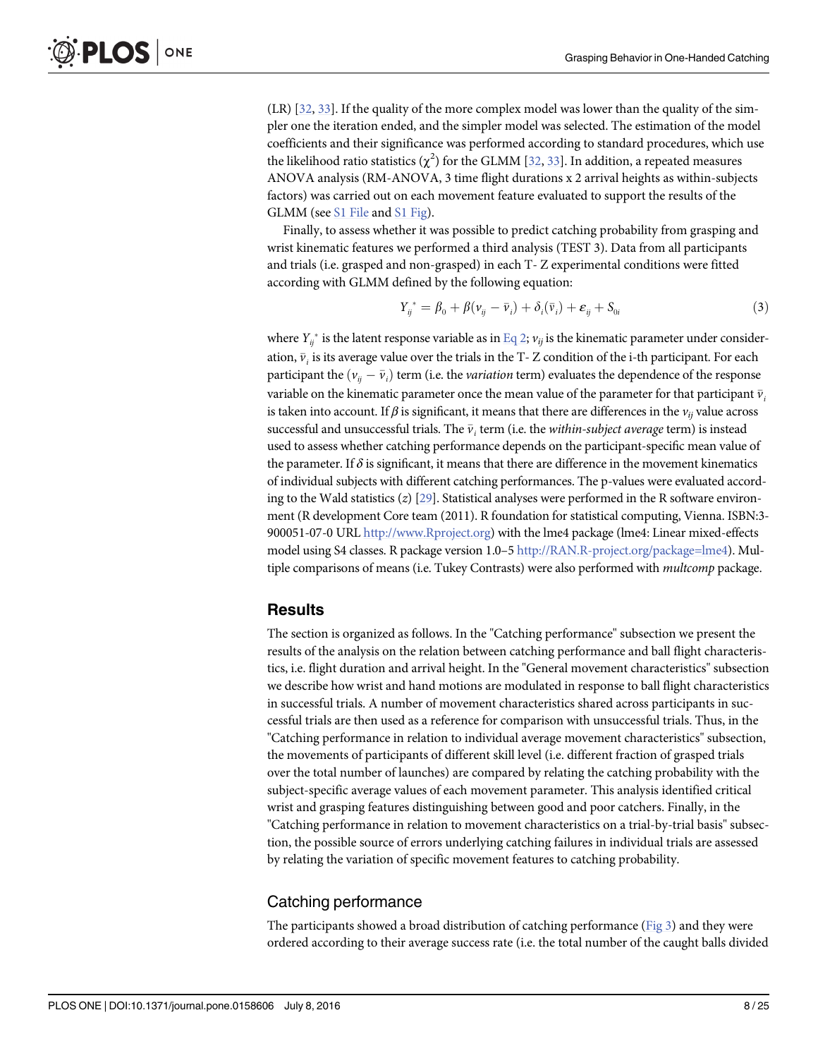(LR) [32, 33]. If the quality of the more complex model was lower than the quality of the simpler one the iteration ended, and the simpler model was selected. The estimation of the model coefficients and their significance was performed according to standard procedures, which use the likelihood ratio statistics ($\chi^2$) for the GLMM [32, 33]. In addition, a repeated measures ANOVA analysis (RM-ANOVA, 3 time flight durations x 2 arrival heights as within-subjects factors) was carried out on each movement feature evaluated to support the results of the GLMM (see S1 File and S1 Fig).

Finally, to assess whether it was possible to predict catching probability from grasping and wrist kinematic features we performed a third analysis (TEST 3). Data from all participants and trials (i.e. grasped and non-grasped) in each T- Z experimental conditions were fitted according with GLMM defined by the following equation:

$$Y_{ij}^* = \beta_0 + \beta(v_{ij} - \bar{v}_i) + \delta_i(\bar{v}_i) + \varepsilon_{ij} + S_{0i} \tag{3}$$

where $Y_{ij}^*$ is the latent response variable as in Eq 2; $v_{ij}$ is the kinematic parameter under consideration, $\bar{v}_i$ is its average value over the trials in the T- Z condition of the i-th participant. For each participant the $(v_{ij} - \bar{v}_i)$ term (i.e. the *variation* term) evaluates the dependence of the response variable on the kinematic parameter once the mean value of the parameter for that participant $\bar{v}_i$ is taken into account. If $\beta$ is significant, it means that there are differences in the $v_{ij}$ value across successful and unsuccessful trials. The $\bar{v}_i$ term (i.e. the *within-subject average* term) is instead used to assess whether catching performance depends on the participant-specific mean value of the parameter. If $\delta$ is significant, it means that there are difference in the movement kinematics of individual subjects with different catching performances. The p-values were evaluated according to the Wald statistics ($z$) [29]. Statistical analyses were performed in the R software environment (R development Core team (2011). R foundation for statistical computing, Vienna. ISBN:3-900051-07-0 URL http://www.Rproject.org) with the lme4 package (lme4: Linear mixed-effects model using S4 classes. R package version 1.0–5 http://RAN.R-project.org/package=lme4). Multiple comparisons of means (i.e. Tukey Contrasts) were also performed with *multcomp* package.

## Results

The section is organized as follows. In the "Catching performance" subsection we present the results of the analysis on the relation between catching performance and ball flight characteristics, i.e. flight duration and arrival height. In the "General movement characteristics" subsection we describe how wrist and hand motions are modulated in response to ball flight characteristics in successful trials. A number of movement characteristics shared across participants in successful trials are then used as a reference for comparison with unsuccessful trials. Thus, in the "Catching performance in relation to individual average movement characteristics" subsection, the movements of participants of different skill level (i.e. different fraction of grasped trials over the total number of launches) are compared by relating the catching probability with the subject-specific average values of each movement parameter. This analysis identified critical wrist and grasping features distinguishing between good and poor catchers. Finally, in the "Catching performance in relation to movement characteristics on a trial-by-trial basis" subsection, the possible source of errors underlying catching failures in individual trials are assessed by relating the variation of specific movement features to catching probability.

### Catching performance

The participants showed a broad distribution of catching performance (Fig 3) and they were ordered according to their average success rate (i.e. the total number of the caught balls divided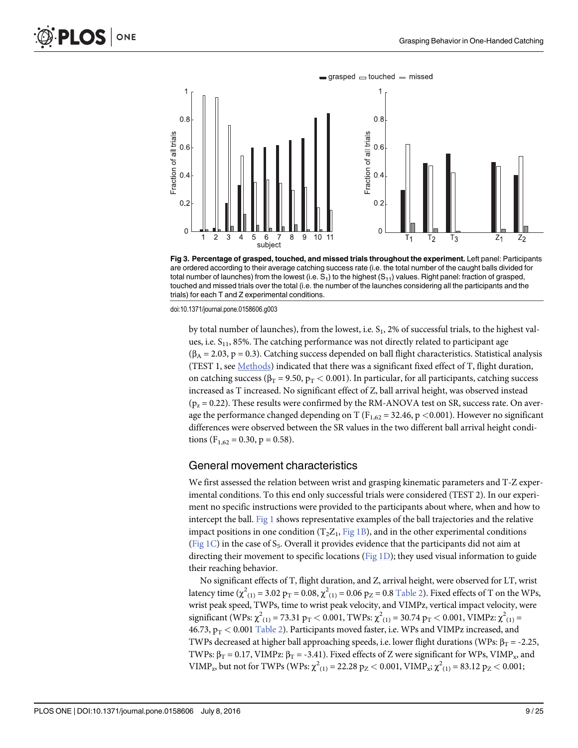**Fig 3. Percentage of grasped, touched, and missed trials throughout the experiment.** Left panel: Participants are ordered according to their average catching success rate (i.e. the total number of the caught balls divided for total number of launches) from the lowest (i.e. $S_1$) to the highest ($S_{11}$) values. Right panel: fraction of grasped, touched and missed trials over the total (i.e. the number of the launches considering all the participants and the trials) for each T and Z experimental conditions.

doi:10.1371/journal.pone.0158606.g003

by total number of launches), from the lowest, i.e. $S_1$, 2% of successful trials, to the highest values, i.e. $S_{11}$, 85%. The catching performance was not directly related to participant age ($\beta_A = 2.03$, $p = 0.3$). Catching success depended on ball flight characteristics. Statistical analysis (TEST 1, see Methods) indicated that there was a significant fixed effect of T, flight duration, on catching success ($\beta_T = 9.50$, $p_T < 0.001$). In particular, for all participants, catching success increased as T increased. No significant effect of Z, ball arrival height, was observed instead ($p_z = 0.22$). These results were confirmed by the RM-ANOVA test on SR, success rate. On average the performance changed depending on T ($F_{1,62} = 32.46$, $p < 0.001$). However no significant differences were observed between the SR values in the two different ball arrival height conditions ($F_{1,62} = 0.30$, $p = 0.58$).

## General movement characteristics

We first assessed the relation between wrist and grasping kinematic parameters and T-Z experimental conditions. To this end only successful trials were considered (TEST 2). In our experiment no specific instructions were provided to the participants about where, when and how to intercept the ball. Fig 1 shows representative examples of the ball trajectories and the relative impact positions in one condition ($T_2Z_1$, Fig 1B), and in the other experimental conditions (Fig 1C) in the case of $S_5$. Overall it provides evidence that the participants did not aim at directing their movement to specific locations (Fig 1D); they used visual information to guide their reaching behavior.

No significant effects of T, flight duration, and Z, arrival height, were observed for LT, wrist latency time ($\chi^2_{(1)} = 3.02$ $p_T = 0.08$, $\chi^2_{(1)} = 0.06$ $p_Z = 0.8$ Table 2). Fixed effects of T on the WPs, wrist peak speed, TWPs, time to wrist peak velocity, and VIMPz, vertical impact velocity, were significant (WPs: $\chi^2_{(1)} = 73.31$ $p_T < 0.001$, TWPs: $\chi^2_{(1)} = 30.74$ $p_T < 0.001$, VIMPz: $\chi^2_{(1)} = 46.73$, $p_T < 0.001$ Table 2). Participants moved faster, i.e. WPs and VIMPz increased, and TWPs decreased at higher ball approaching speeds, i.e. lower flight durations (WPs: $\beta_T = -2.25$, TWPs: $\beta_T = 0.17$, VIMPz: $\beta_T = -3.41$). Fixed effects of Z were significant for WPs, $VIMP_x$, and $VIMP_z$, but not for TWPs (WPs: $\chi^2_{(1)} = 22.28$ $p_Z < 0.001$, $VIMP_x$; $\chi^2_{(1)} = 83.12$ $p_Z < 0.001$;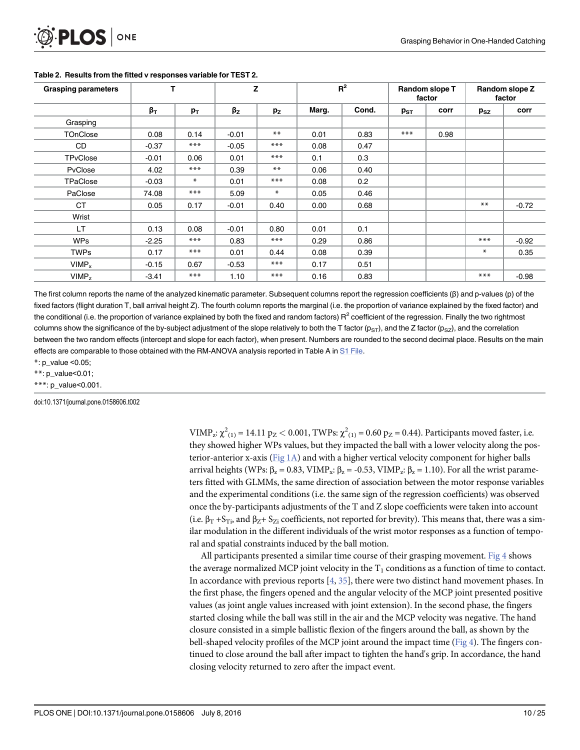**Table 2. Results from the fitted v responses variable for TEST 2.**

| Grasping parameters | T | | Z | | $R^2$ | | Random slope T factor | | Random slope Z factor | |
|---|---|---|---|---|---|---|---|---|---|---|
| | $\beta_T$ | $p_T$ | $\beta_Z$ | $p_Z$ | Marg. | Cond. | $p_{ST}$ | corr | $p_{SZ}$ | corr |
| Grasping | | | | | | | | | | |
| TOnClose | 0.08 | 0.14 | -0.01 | ** | 0.01 | 0.83 | *** | 0.98 | | |
| CD | -0.37 | *** | -0.05 | *** | 0.08 | 0.47 | | | | |
| TPvClose | -0.01 | 0.06 | 0.01 | *** | 0.1 | 0.3 | | | | |
| PvClose | 4.02 | *** | 0.39 | ** | 0.06 | 0.40 | | | | |
| TPaClose | -0.03 | * | 0.01 | *** | 0.08 | 0.2 | | | | |
| PaClose | 74.08 | *** | 5.09 | * | 0.05 | 0.46 | | | | |
| CT | 0.05 | 0.17 | -0.01 | 0.40 | 0.00 | 0.68 | | | ** | -0.72 |
| Wrist | | | | | | | | | | |
| LT | 0.13 | 0.08 | -0.01 | 0.80 | 0.01 | 0.1 | | | | |
| WPs | -2.25 | *** | 0.83 | *** | 0.29 | 0.86 | | | *** | -0.92 |
| TWPs | 0.17 | *** | 0.01 | 0.44 | 0.08 | 0.39 | | | * | 0.35 |
| $VIMP_x$ | -0.15 | 0.67 | -0.53 | *** | 0.17 | 0.51 | | | | |
| $VIMP_z$ | -3.41 | *** | 1.10 | *** | 0.16 | 0.83 | | | *** | -0.98 |

The first column reports the name of the analyzed kinematic parameter. Subsequent columns report the regression coefficients (β) and p-values (p) of the fixed factors (flight duration T, ball arrival height Z). The fourth column reports the marginal (i.e. the proportion of variance explained by the fixed factor) and the conditional (i.e. the proportion of variance explained by both the fixed and random factors) $R^2$ coefficient of the regression. Finally the two rightmost columns show the significance of the by-subject adjustment of the slope relatively to both the T factor ($p_{ST}$), and the Z factor ($p_{SZ}$), and the correlation between the two random effects (intercept and slope for each factor), when present. Numbers are rounded to the second decimal place. Results on the main effects are comparable to those obtained with the RM-ANOVA analysis reported in Table A in S1 File.

*: p_value <0.05;

**: p_value<0.01;

***: p_value<0.001.

doi:10.1371/journal.pone.0158606.t002

$VIMP_z$: $\chi^2_{(1)} = 14.11$ $p_Z < 0.001$, TWPs: $\chi^2_{(1)} = 0.60$ $p_Z = 0.44$). Participants moved faster, i.e. they showed higher WPs values, but they impacted the ball with a lower velocity along the posterior-anterior x-axis (Fig 1A) and with a higher vertical velocity component for higher balls arrival heights (WPs: $\beta_z = 0.83$, $VIMP_x$: $\beta_z = -0.53$, $VIMP_z$: $\beta_z = 1.10$). For all the wrist parameters fitted with GLMMs, the same direction of association between the motor response variables and the experimental conditions (i.e. the same sign of the regression coefficients) was observed once the by-participants adjustments of the T and Z slope coefficients were taken into account (i.e. $\beta_T + S_{Ti}$, and $\beta_Z + S_{Zi}$ coefficients, not reported for brevity). This means that, there was a similar modulation in the different individuals of the wrist motor responses as a function of temporal and spatial constraints induced by the ball motion.

All participants presented a similar time course of their grasping movement. Fig 4 shows the average normalized MCP joint velocity in the $T_1$ conditions as a function of time to contact. In accordance with previous reports [4, 35], there were two distinct hand movement phases. In the first phase, the fingers opened and the angular velocity of the MCP joint presented positive values (as joint angle values increased with joint extension). In the second phase, the fingers started closing while the ball was still in the air and the MCP velocity was negative. The hand closure consisted in a simple ballistic flexion of the fingers around the ball, as shown by the bell-shaped velocity profiles of the MCP joint around the impact time (Fig 4). The fingers continued to close around the ball after impact to tighten the hand's grip. In accordance, the hand closing velocity returned to zero after the impact event.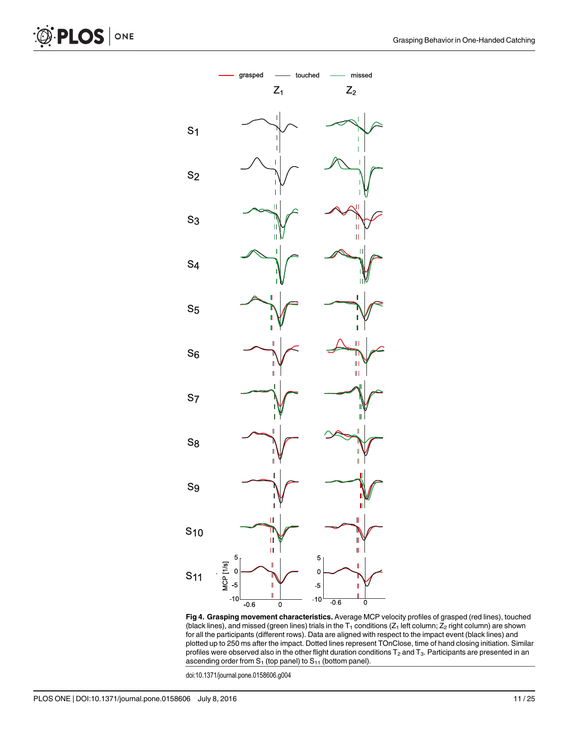**Fig 4. Grasping movement characteristics.** Average MCP velocity profiles of grasped (red lines), touched (black lines), and missed (green lines) trials in the $T_1$ conditions ($Z_1$ left column; $Z_2$ right column) are shown for all the participants (different rows). Data are aligned with respect to the impact event (black lines) and plotted up to 250 ms after the impact. Dotted lines represent TOnClose, time of hand closing initiation. Similar profiles were observed also in the other flight duration conditions $T_2$ and $T_3$. Participants are presented in an ascending order from $S_1$ (top panel) to $S_{11}$ (bottom panel).

doi:10.1371/journal.pone.0158606.g004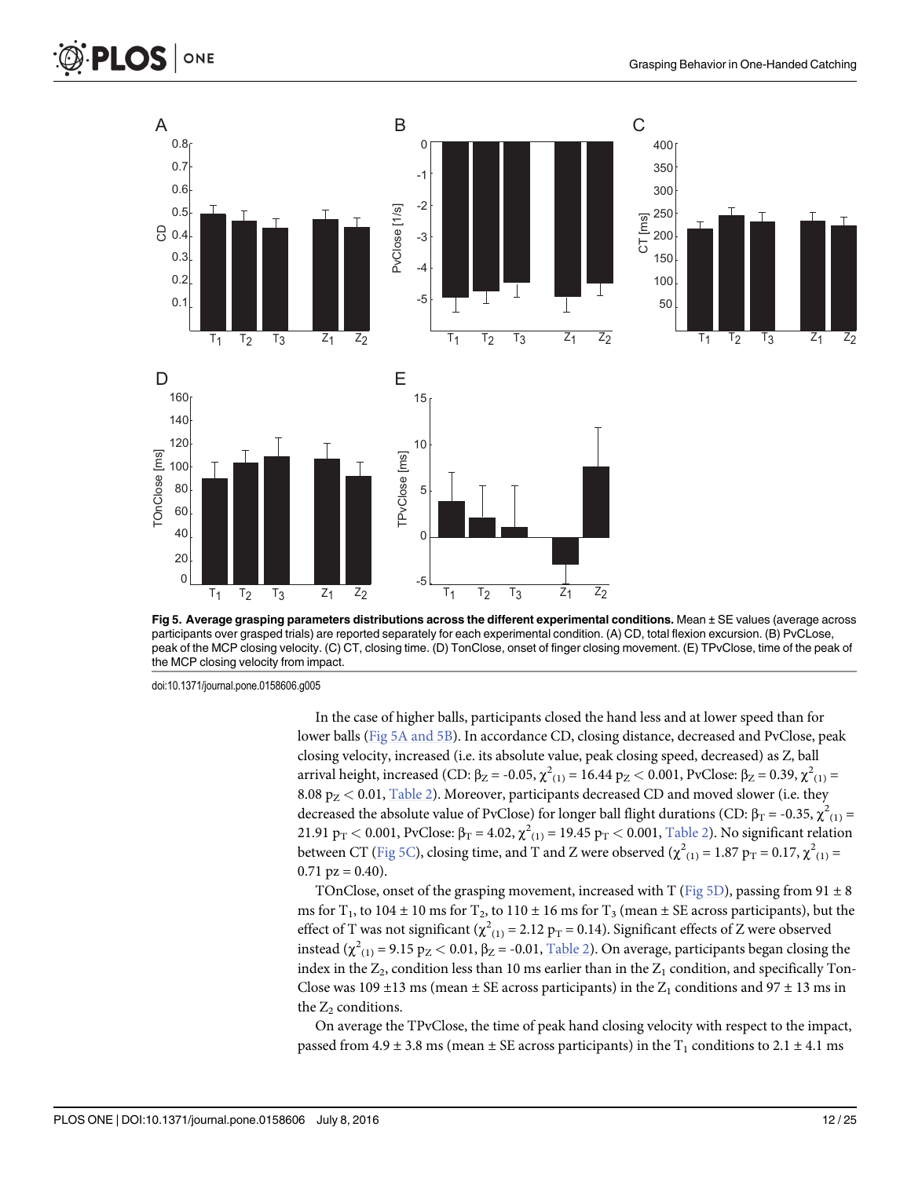**Fig 5. Average grasping parameters distributions across the different experimental conditions.** Mean ± SE values (average across participants over grasped trials) are reported separately for each experimental condition. (A) CD, total flexion excursion. (B) PvCLose, peak of the MCP closing velocity. (C) CT, closing time. (D) TonClose, onset of finger closing movement. (E) TPvClose, time of the peak of the MCP closing velocity from impact.

doi:10.1371/journal.pone.0158606.g005

In the case of higher balls, participants closed the hand less and at lower speed than for lower balls (Fig 5A and 5B). In accordance CD, closing distance, decreased and PvClose, peak closing velocity, increased (i.e. its absolute value, peak closing speed, decreased) as Z, ball arrival height, increased (CD: $\beta_Z$ = -0.05, $\chi^2_{(1)}$ = 16.44 $p_Z < 0.001$, PvClose: $\beta_Z$ = 0.39, $\chi^2_{(1)}$ = 8.08 $p_Z < 0.01$, Table 2). Moreover, participants decreased CD and moved slower (i.e. they decreased the absolute value of PvClose) for longer ball flight durations (CD: $\beta_T$ = -0.35, $\chi^2_{(1)}$ = 21.91 $p_T < 0.001$, PvClose: $\beta_T$ = 4.02, $\chi^2_{(1)}$ = 19.45 $p_T < 0.001$, Table 2). No significant relation between CT (Fig 5C), closing time, and T and Z were observed ($\chi^2_{(1)}$ = 1.87 $p_T$ = 0.17, $\chi^2_{(1)}$ = 0.71 pz = 0.40).

TOnClose, onset of the grasping movement, increased with T (Fig 5D), passing from 91 ± 8 ms for $T_1$, to 104 ± 10 ms for $T_2$, to 110 ± 16 ms for $T_3$ (mean ± SE across participants), but the effect of T was not significant ($\chi^2_{(1)}$ = 2.12 $p_T$ = 0.14). Significant effects of Z were observed instead ($\chi^2_{(1)}$ = 9.15 $p_Z < 0.01$, $\beta_Z$ = -0.01, Table 2). On average, participants began closing the index in the $Z_2$, condition less than 10 ms earlier than in the $Z_1$ condition, and specifically Ton-Close was 109 ±13 ms (mean ± SE across participants) in the $Z_1$ conditions and 97 ± 13 ms in the $Z_2$ conditions.

On average the TPvClose, the time of peak hand closing velocity with respect to the impact, passed from 4.9 ± 3.8 ms (mean ± SE across participants) in the $T_1$ conditions to 2.1 ± 4.1 ms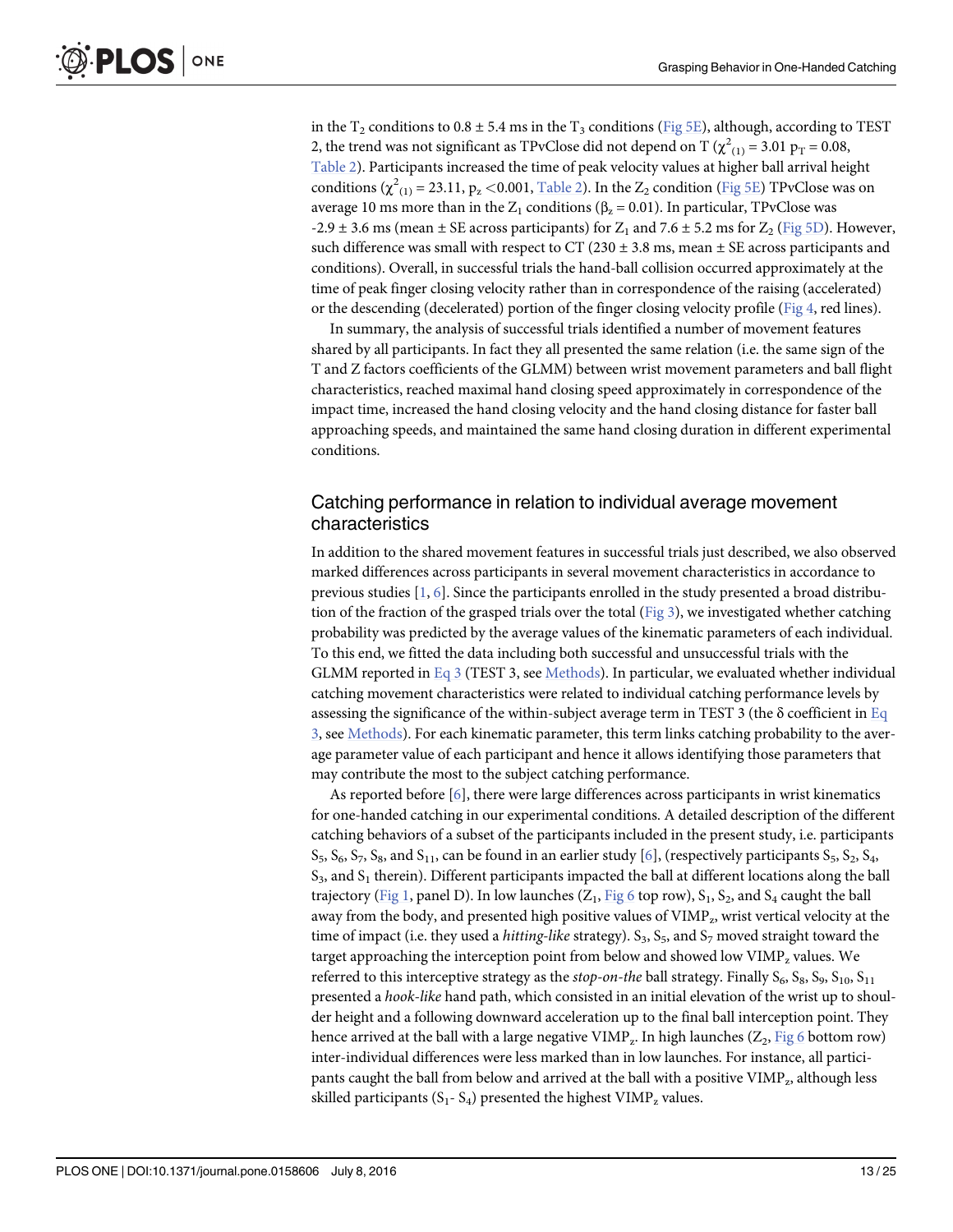in the $T_2$ conditions to 0.8 ± 5.4 ms in the $T_3$ conditions (Fig 5E), although, according to TEST 2, the trend was not significant as TPvClose did not depend on T ($\chi^2_{(1)} = 3.01$ $p_T = 0.08$, Table 2). Participants increased the time of peak velocity values at higher ball arrival height conditions ($\chi^2_{(1)} = 23.11$, $p_z < 0.001$, Table 2). In the $Z_2$ condition (Fig 5E) TPvClose was on average 10 ms more than in the $Z_1$ conditions ($\beta_z = 0.01$). In particular, TPvClose was -2.9 ± 3.6 ms (mean ± SE across participants) for $Z_1$ and 7.6 ± 5.2 ms for $Z_2$ (Fig 5D). However, such difference was small with respect to CT (230 ± 3.8 ms, mean ± SE across participants and conditions). Overall, in successful trials the hand-ball collision occurred approximately at the time of peak finger closing velocity rather than in correspondence of the raising (accelerated) or the descending (decelerated) portion of the finger closing velocity profile (Fig 4, red lines).

In summary, the analysis of successful trials identified a number of movement features shared by all participants. In fact they all presented the same relation (i.e. the same sign of the T and Z factors coefficients of the GLMM) between wrist movement parameters and ball flight characteristics, reached maximal hand closing speed approximately in correspondence of the impact time, increased the hand closing velocity and the hand closing distance for faster ball approaching speeds, and maintained the same hand closing duration in different experimental conditions.

## Catching performance in relation to individual average movement characteristics

In addition to the shared movement features in successful trials just described, we also observed marked differences across participants in several movement characteristics in accordance to previous studies [1, 6]. Since the participants enrolled in the study presented a broad distribution of the fraction of the grasped trials over the total (Fig 3), we investigated whether catching probability was predicted by the average values of the kinematic parameters of each individual. To this end, we fitted the data including both successful and unsuccessful trials with the GLMM reported in Eq 3 (TEST 3, see Methods). In particular, we evaluated whether individual catching movement characteristics were related to individual catching performance levels by assessing the significance of the within-subject average term in TEST 3 (the δ coefficient in Eq 3, see Methods). For each kinematic parameter, this term links catching probability to the average parameter value of each participant and hence it allows identifying those parameters that may contribute the most to the subject catching performance.

As reported before [6], there were large differences across participants in wrist kinematics for one-handed catching in our experimental conditions. A detailed description of the different catching behaviors of a subset of the participants included in the present study, i.e. participants $S_5$, $S_6$, $S_7$, $S_8$, and $S_{11}$, can be found in an earlier study [6], (respectively participants $S_5$, $S_2$, $S_4$, $S_3$, and $S_1$ therein). Different participants impacted the ball at different locations along the ball trajectory (Fig 1, panel D). In low launches ($Z_1$, Fig 6 top row), $S_1$, $S_2$, and $S_4$ caught the ball away from the body, and presented high positive values of $VIMP_z$, wrist vertical velocity at the time of impact (i.e. they used a *hitting-like* strategy). $S_3$, $S_5$, and $S_7$ moved straight toward the target approaching the interception point from below and showed low $VIMP_z$ values. We referred to this interceptive strategy as the *stop-on-the* ball strategy. Finally $S_6$, $S_8$, $S_9$, $S_{10}$, $S_{11}$ presented a *hook-like* hand path, which consisted in an initial elevation of the wrist up to shoulder height and a following downward acceleration up to the final ball interception point. They hence arrived at the ball with a large negative $VIMP_z$. In high launches ($Z_2$, Fig 6 bottom row) inter-individual differences were less marked than in low launches. For instance, all participants caught the ball from below and arrived at the ball with a positive $VIMP_z$, although less skilled participants ($S_1$- $S_4$) presented the highest $VIMP_z$ values.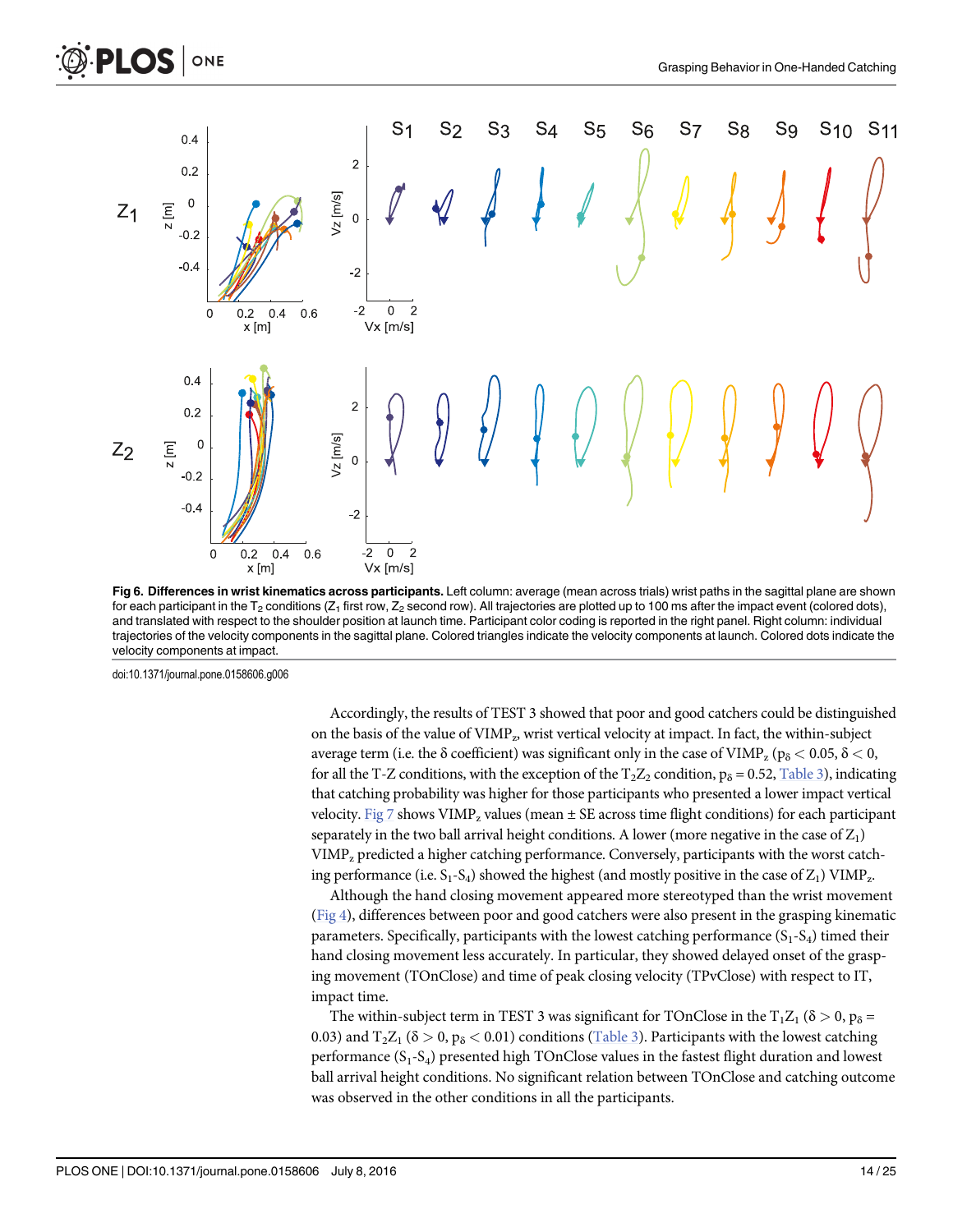**Fig 6. Differences in wrist kinematics across participants.** Left column: average (mean across trials) wrist paths in the sagittal plane are shown for each participant in the $T_2$ conditions ($Z_1$ first row, $Z_2$ second row). All trajectories are plotted up to 100 ms after the impact event (colored dots), and translated with respect to the shoulder position at launch time. Participant color coding is reported in the right panel. Right column: individual trajectories of the velocity components in the sagittal plane. Colored triangles indicate the velocity components at launch. Colored dots indicate the velocity components at impact.

doi:10.1371/journal.pone.0158606.g006

Accordingly, the results of TEST 3 showed that poor and good catchers could be distinguished on the basis of the value of $VIMP_z$, wrist vertical velocity at impact. In fact, the within-subject average term (i.e. the δ coefficient) was significant only in the case of $VIMP_z$ ($p_\delta < 0.05$, $\delta < 0$, for all the T-Z conditions, with the exception of the $T_2Z_2$ condition, $p_\delta = 0.52$, Table 3), indicating that catching probability was higher for those participants who presented a lower impact vertical velocity. Fig 7 shows $VIMP_z$ values (mean ± SE across time flight conditions) for each participant separately in the two ball arrival height conditions. A lower (more negative in the case of $Z_1$) $VIMP_z$ predicted a higher catching performance. Conversely, participants with the worst catching performance (i.e. $S_1$-$S_4$) showed the highest (and mostly positive in the case of $Z_1$) $VIMP_z$.

Although the hand closing movement appeared more stereotyped than the wrist movement (Fig 4), differences between poor and good catchers were also present in the grasping kinematic parameters. Specifically, participants with the lowest catching performance ($S_1$-$S_4$) timed their hand closing movement less accurately. In particular, they showed delayed onset of the grasping movement (TOnClose) and time of peak closing velocity (TPvClose) with respect to IT, impact time.

The within-subject term in TEST 3 was significant for TOnClose in the $T_1Z_1$ ($\delta > 0$, $p_\delta = 0.03$) and $T_2Z_1$ ($\delta > 0$, $p_\delta < 0.01$) conditions (Table 3). Participants with the lowest catching performance ($S_1$-$S_4$) presented high TOnClose values in the fastest flight duration and lowest ball arrival height conditions. No significant relation between TOnClose and catching outcome was observed in the other conditions in all the participants.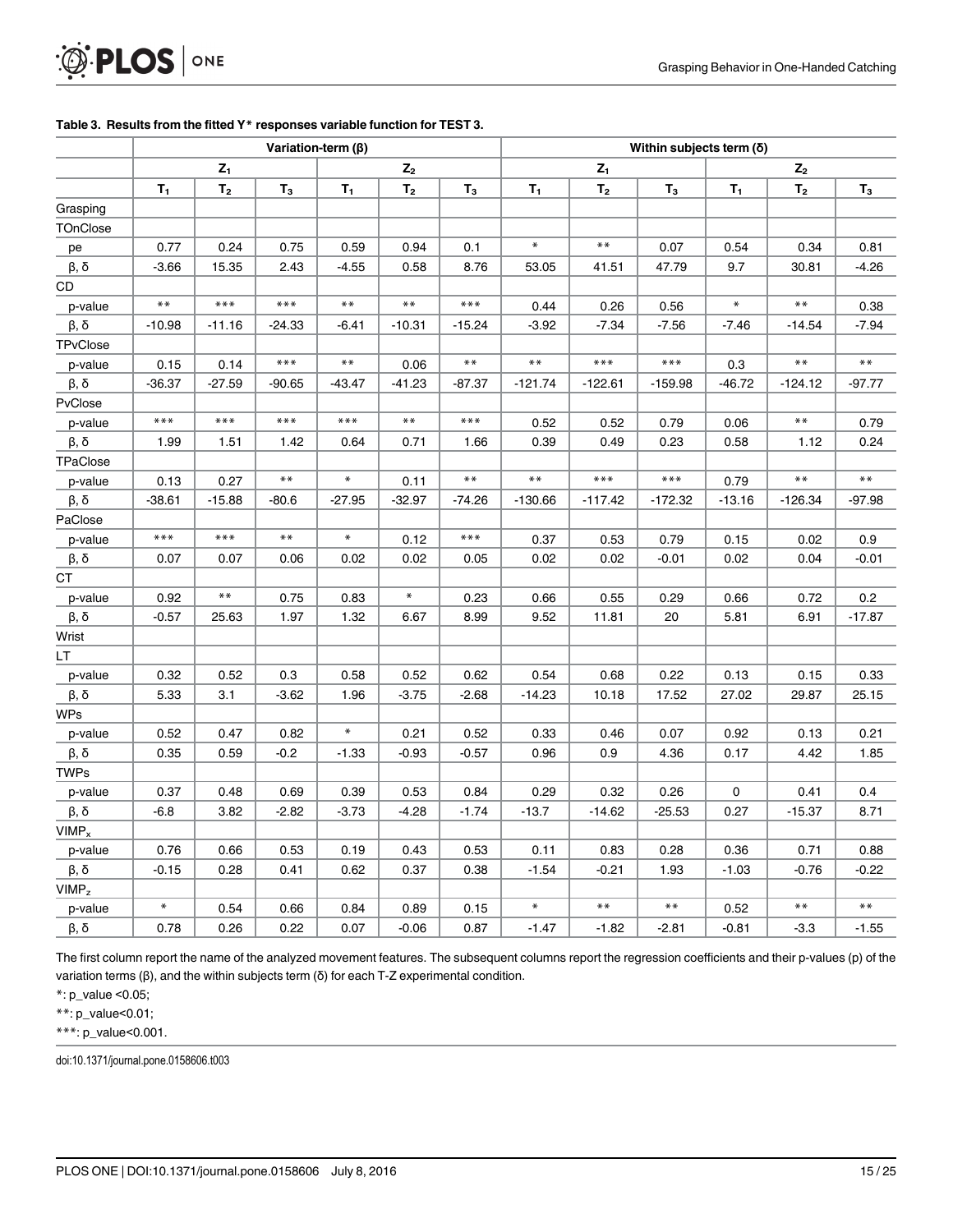**Table 3. Results from the fitted Y* responses variable function for TEST 3.**

| | Variation-term (β) | | | | | | Within subjects term (δ) | | | | | |
|---|---|---|---|---|---|---|---|---|---|---|---|---|
| | $Z_1$ | | | $Z_2$ | | | $Z_1$ | | | $Z_2$ | | |
| | $T_1$ | $T_2$ | $T_3$ | $T_1$ | $T_2$ | $T_3$ | $T_1$ | $T_2$ | $T_3$ | $T_1$ | $T_2$ | $T_3$ |
| Grasping | | | | | | | | | | | | |
| TOnClose | | | | | | | | | | | | |
| pe | 0.77 | 0.24 | 0.75 | 0.59 | 0.94 | 0.1 | * | ** | 0.07 | 0.54 | 0.34 | 0.81 |
| β, δ | -3.66 | 15.35 | 2.43 | -4.55 | 0.58 | 8.76 | 53.05 | 41.51 | 47.79 | 9.7 | 30.81 | -4.26 |
| CD | | | | | | | | | | | | |
| p-value | ** | *** | *** | ** | ** | *** | 0.44 | 0.26 | 0.56 | * | ** | 0.38 |
| β, δ | -10.98 | -11.16 | -24.33 | -6.41 | -10.31 | -15.24 | -3.92 | -7.34 | -7.56 | -7.46 | -14.54 | -7.94 |
| TPvClose | | | | | | | | | | | | |
| p-value | 0.15 | 0.14 | *** | ** | 0.06 | ** | ** | *** | *** | 0.3 | ** | ** |
| β, δ | -36.37 | -27.59 | -90.65 | -43.47 | -41.23 | -87.37 | -121.74 | -122.61 | -159.98 | -46.72 | -124.12 | -97.77 |
| PvClose | | | | | | | | | | | | |
| p-value | *** | *** | *** | *** | ** | *** | 0.52 | 0.52 | 0.79 | 0.06 | ** | 0.79 |
| β, δ | 1.99 | 1.51 | 1.42 | 0.64 | 0.71 | 1.66 | 0.39 | 0.49 | 0.23 | 0.58 | 1.12 | 0.24 |
| TPaClose | | | | | | | | | | | | |
| p-value | 0.13 | 0.27 | ** | * | 0.11 | ** | ** | *** | *** | 0.79 | ** | ** |
| β, δ | -38.61 | -15.88 | -80.6 | -27.95 | -32.97 | -74.26 | -130.66 | -117.42 | -172.32 | -13.16 | -126.34 | -97.98 |
| PaClose | | | | | | | | | | | | |
| p-value | *** | *** | ** | * | 0.12 | *** | 0.37 | 0.53 | 0.79 | 0.15 | 0.02 | 0.9 |
| β, δ | 0.07 | 0.07 | 0.06 | 0.02 | 0.02 | 0.05 | 0.02 | 0.02 | -0.01 | 0.02 | 0.04 | -0.01 |
| CT | | | | | | | | | | | | |
| p-value | 0.92 | ** | 0.75 | 0.83 | * | 0.23 | 0.66 | 0.55 | 0.29 | 0.66 | 0.72 | 0.2 |
| β, δ | -0.57 | 25.63 | 1.97 | 1.32 | 6.67 | 8.99 | 9.52 | 11.81 | 20 | 5.81 | 6.91 | -17.87 |
| Wrist | | | | | | | | | | | | |
| LT | | | | | | | | | | | | |
| p-value | 0.32 | 0.52 | 0.3 | 0.58 | 0.52 | 0.62 | 0.54 | 0.68 | 0.22 | 0.13 | 0.15 | 0.33 |
| β, δ | 5.33 | 3.1 | -3.62 | 1.96 | -3.75 | -2.68 | -14.23 | 10.18 | 17.52 | 27.02 | 29.87 | 25.15 |
| WPs | | | | | | | | | | | | |
| p-value | 0.52 | 0.47 | 0.82 | * | 0.21 | 0.52 | 0.33 | 0.46 | 0.07 | 0.92 | 0.13 | 0.21 |
| β, δ | 0.35 | 0.59 | -0.2 | -1.33 | -0.93 | -0.57 | 0.96 | 0.9 | 4.36 | 0.17 | 4.42 | 1.85 |
| TWPs | | | | | | | | | | | | |
| p-value | 0.37 | 0.48 | 0.69 | 0.39 | 0.53 | 0.84 | 0.29 | 0.32 | 0.26 | 0 | 0.41 | 0.4 |
| β, δ | -6.8 | 3.82 | -2.82 | -3.73 | -4.28 | -1.74 | -13.7 | -14.62 | -25.53 | 0.27 | -15.37 | 8.71 |
| $VIMP_x$ | | | | | | | | | | | | |
| p-value | 0.76 | 0.66 | 0.53 | 0.19 | 0.43 | 0.53 | 0.11 | 0.83 | 0.28 | 0.36 | 0.71 | 0.88 |
| β, δ | -0.15 | 0.28 | 0.41 | 0.62 | 0.37 | 0.38 | -1.54 | -0.21 | 1.93 | -1.03 | -0.76 | -0.22 |
| $VIMP_z$ | | | | | | | | | | | | |
| p-value | * | 0.54 | 0.66 | 0.84 | 0.89 | 0.15 | * | ** | ** | 0.52 | ** | ** |
| β, δ | 0.78 | 0.26 | 0.22 | 0.07 | -0.06 | 0.87 | -1.47 | -1.82 | -2.81 | -0.81 | -3.3 | -1.55 |

The first column report the name of the analyzed movement features. The subsequent columns report the regression coefficients and their p-values (p) of the variation terms (β), and the within subjects term (δ) for each T-Z experimental condition.

*: p_value <0.05;

**: p_value<0.01;

***: p_value<0.001.

doi:10.1371/journal.pone.0158606.t003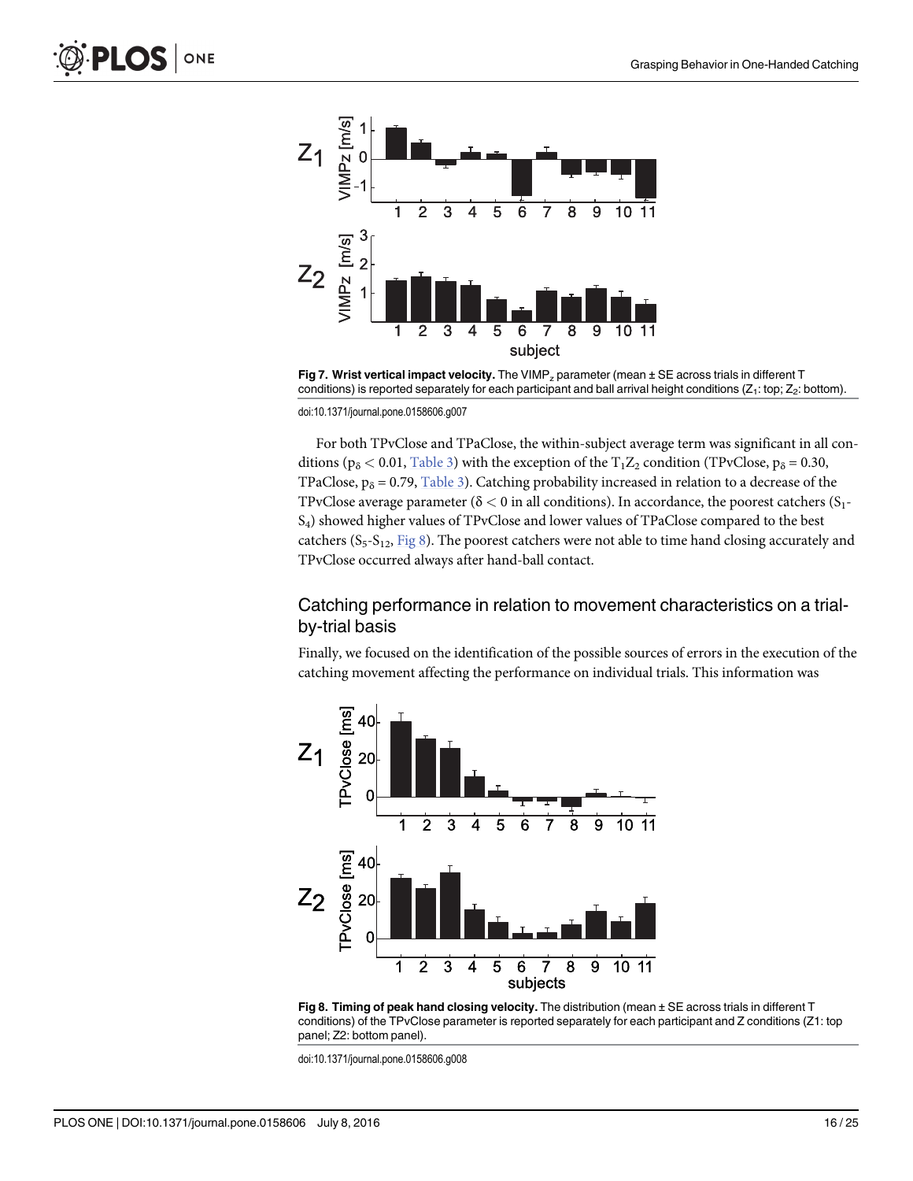Fig 7. Wrist vertical impact velocity. The $VIMP_z$ parameter (mean ± SE across trials in different T conditions) is reported separately for each participant and ball arrival height conditions ($Z_1$: top; $Z_2$: bottom).

doi:10.1371/journal.pone.0158606.g007

For both TPvClose and TPaClose, the within-subject average term was significant in all conditions ($p_\delta < 0.01$, Table 3) with the exception of the $T_1Z_2$ condition (TPvClose, $p_\delta = 0.30$, TPaClose, $p_\delta = 0.79$, Table 3). Catching probability increased in relation to a decrease of the TPvClose average parameter ($\delta < 0$ in all conditions). In accordance, the poorest catchers ($S_1$-$S_4$) showed higher values of TPvClose and lower values of TPaClose compared to the best catchers ($S_5$-$S_{12}$, Fig 8). The poorest catchers were not able to time hand closing accurately and TPvClose occurred always after hand-ball contact.

## Catching performance in relation to movement characteristics on a trial-by-trial basis

Finally, we focused on the identification of the possible sources of errors in the execution of the catching movement affecting the performance on individual trials. This information was

Fig 8. Timing of peak hand closing velocity. The distribution (mean ± SE across trials in different T conditions) of the TPvClose parameter is reported separately for each participant and Z conditions (Z1: top panel; Z2: bottom panel).

doi:10.1371/journal.pone.0158606.g008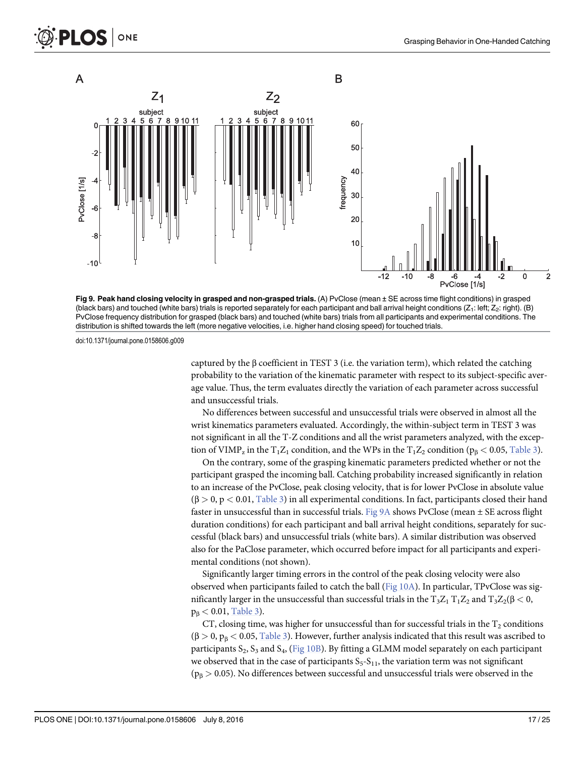**Fig 9. Peak hand closing velocity in grasped and non-grasped trials.** (A) PvClose (mean ± SE across time flight conditions) in grasped (black bars) and touched (white bars) trials is reported separately for each participant and ball arrival height conditions ($Z_1$: left; $Z_2$: right). (B) PvClose frequency distribution for grasped (black bars) and touched (white bars) trials from all participants and experimental conditions. The distribution is shifted towards the left (more negative velocities, i.e. higher hand closing speed) for touched trials.

doi:10.1371/journal.pone.0158606.g009

captured by the β coefficient in TEST 3 (i.e. the variation term), which related the catching probability to the variation of the kinematic parameter with respect to its subject-specific average value. Thus, the term evaluates directly the variation of each parameter across successful and unsuccessful trials.

No differences between successful and unsuccessful trials were observed in almost all the wrist kinematics parameters evaluated. Accordingly, the within-subject term in TEST 3 was not significant in all the T-Z conditions and all the wrist parameters analyzed, with the exception of $VIMP_z$ in the $T_1Z_1$ condition, and the WPs in the $T_1Z_2$ condition ($p_\beta < 0.05$, Table 3).

On the contrary, some of the grasping kinematic parameters predicted whether or not the participant grasped the incoming ball. Catching probability increased significantly in relation to an increase of the PvClose, peak closing velocity, that is for lower PvClose in absolute value ($\beta > 0$, $p < 0.01$, Table 3) in all experimental conditions. In fact, participants closed their hand faster in unsuccessful than in successful trials. Fig 9A shows PvClose (mean ± SE across flight duration conditions) for each participant and ball arrival height conditions, separately for successful (black bars) and unsuccessful trials (white bars). A similar distribution was observed also for the PaClose parameter, which occurred before impact for all participants and experimental conditions (not shown).

Significantly larger timing errors in the control of the peak closing velocity were also observed when participants failed to catch the ball (Fig 10A). In particular, TPvClose was significantly larger in the unsuccessful than successful trials in the $T_3Z_1$ $T_1Z_2$ and $T_3Z_2$($\beta < 0$, $p_\beta < 0.01$, Table 3).

CT, closing time, was higher for unsuccessful than for successful trials in the $T_2$ conditions ($\beta > 0$, $p_\beta < 0.05$, Table 3). However, further analysis indicated that this result was ascribed to participants $S_2$, $S_3$ and $S_4$, (Fig 10B). By fitting a GLMM model separately on each participant we observed that in the case of participants $S_5$-$S_{11}$, the variation term was not significant ($p_\beta > 0.05$). No differences between successful and unsuccessful trials were observed in the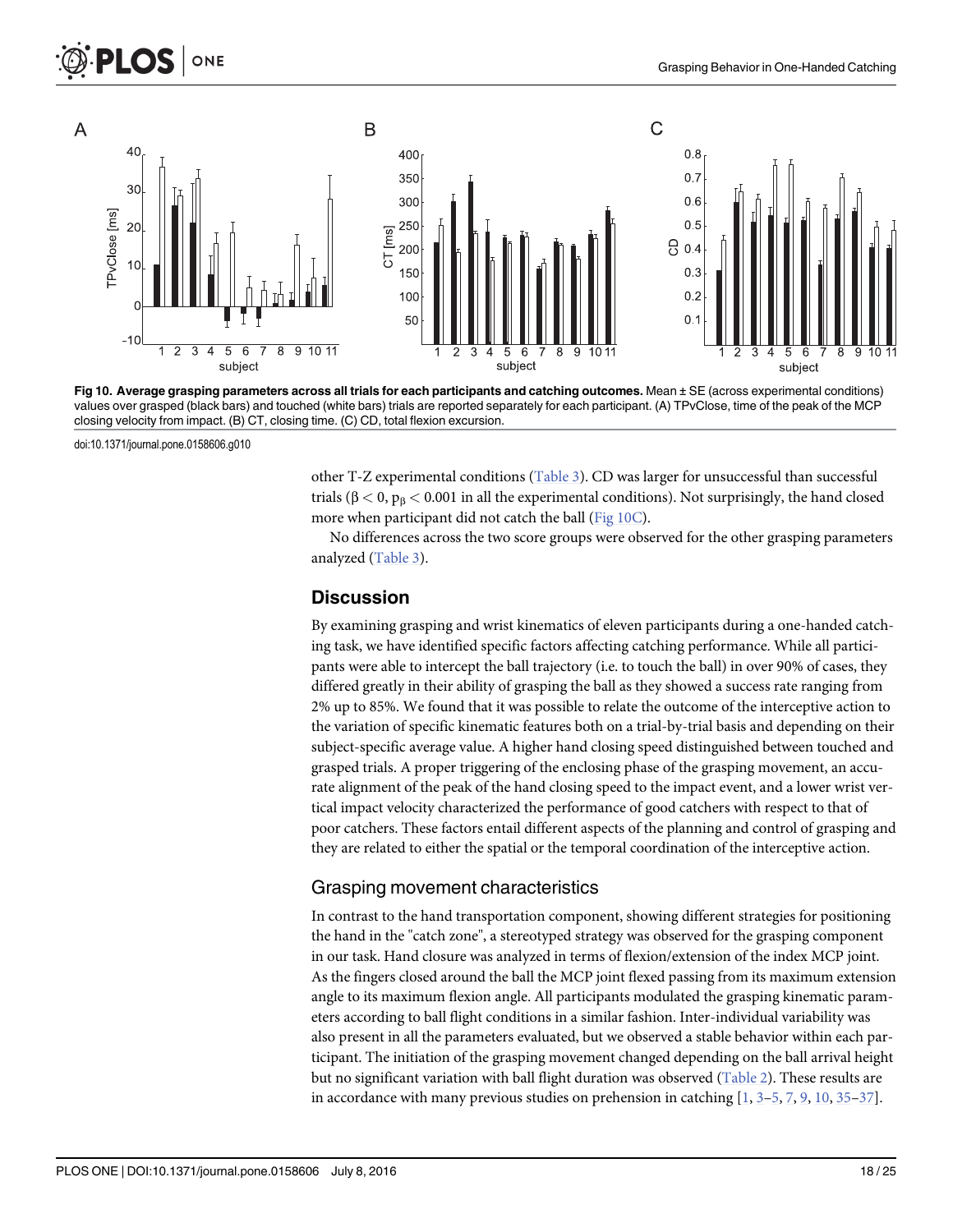**Fig 10. Average grasping parameters across all trials for each participants and catching outcomes.** Mean ± SE (across experimental conditions) values over grasped (black bars) and touched (white bars) trials are reported separately for each participant. (A) TPvClose, time of the peak of the MCP closing velocity from impact. (B) CT, closing time. (C) CD, total flexion excursion.

doi:10.1371/journal.pone.0158606.g010

other T-Z experimental conditions (Table 3). CD was larger for unsuccessful than successful trials ($\beta < 0$, $p_\beta < 0.001$ in all the experimental conditions). Not surprisingly, the hand closed more when participant did not catch the ball (Fig 10C).

No differences across the two score groups were observed for the other grasping parameters analyzed (Table 3).

## Discussion

By examining grasping and wrist kinematics of eleven participants during a one-handed catching task, we have identified specific factors affecting catching performance. While all participants were able to intercept the ball trajectory (i.e. to touch the ball) in over 90% of cases, they differed greatly in their ability of grasping the ball as they showed a success rate ranging from 2% up to 85%. We found that it was possible to relate the outcome of the interceptive action to the variation of specific kinematic features both on a trial-by-trial basis and depending on their subject-specific average value. A higher hand closing speed distinguished between touched and grasped trials. A proper triggering of the enclosing phase of the grasping movement, an accurate alignment of the peak of the hand closing speed to the impact event, and a lower wrist vertical impact velocity characterized the performance of good catchers with respect to that of poor catchers. These factors entail different aspects of the planning and control of grasping and they are related to either the spatial or the temporal coordination of the interceptive action.

### Grasping movement characteristics

In contrast to the hand transportation component, showing different strategies for positioning the hand in the "catch zone", a stereotyped strategy was observed for the grasping component in our task. Hand closure was analyzed in terms of flexion/extension of the index MCP joint. As the fingers closed around the ball the MCP joint flexed passing from its maximum extension angle to its maximum flexion angle. All participants modulated the grasping kinematic parameters according to ball flight conditions in a similar fashion. Inter-individual variability was also present in all the parameters evaluated, but we observed a stable behavior within each participant. The initiation of the grasping movement changed depending on the ball arrival height but no significant variation with ball flight duration was observed (Table 2). These results are in accordance with many previous studies on prehension in catching [1, 3–5, 7, 9, 10, 35–37].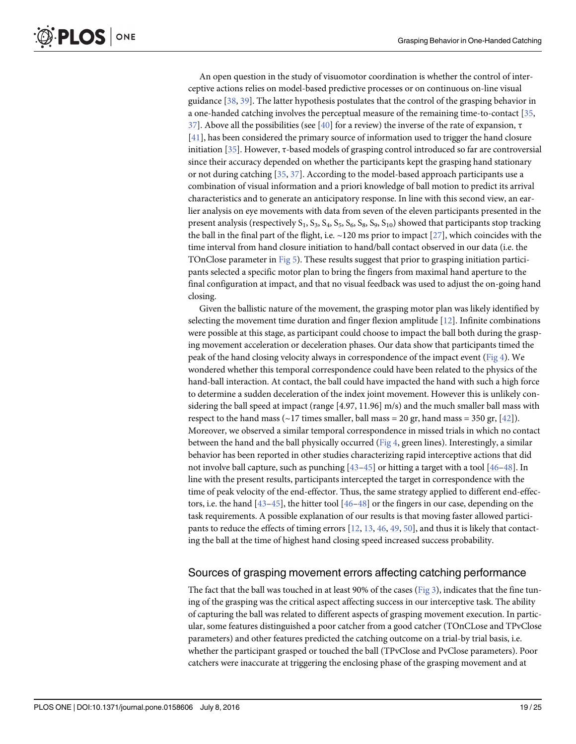An open question in the study of visuomotor coordination is whether the control of interceptive actions relies on model-based predictive processes or on continuous on-line visual guidance [38, 39]. The latter hypothesis postulates that the control of the grasping behavior in a one-handed catching involves the perceptual measure of the remaining time-to-contact [35, 37]. Above all the possibilities (see [40] for a review) the inverse of the rate of expansion, $\tau$ [41], has been considered the primary source of information used to trigger the hand closure initiation [35]. However, $\tau$-based models of grasping control introduced so far are controversial since their accuracy depended on whether the participants kept the grasping hand stationary or not during catching [35, 37]. According to the model-based approach participants use a combination of visual information and a priori knowledge of ball motion to predict its arrival characteristics and to generate an anticipatory response. In line with this second view, an earlier analysis on eye movements with data from seven of the eleven participants presented in the present analysis (respectively $S_1$, $S_3$, $S_4$, $S_5$, $S_6$, $S_8$, $S_9$, $S_{10}$) showed that participants stop tracking the ball in the final part of the flight, i.e. ~120 ms prior to impact [27], which coincides with the time interval from hand closure initiation to hand/ball contact observed in our data (i.e. the TOnClose parameter in Fig 5). These results suggest that prior to grasping initiation participants selected a specific motor plan to bring the fingers from maximal hand aperture to the final configuration at impact, and that no visual feedback was used to adjust the on-going hand closing.

Given the ballistic nature of the movement, the grasping motor plan was likely identified by selecting the movement time duration and finger flexion amplitude [12]. Infinite combinations were possible at this stage, as participant could choose to impact the ball both during the grasping movement acceleration or deceleration phases. Our data show that participants timed the peak of the hand closing velocity always in correspondence of the impact event (Fig 4). We wondered whether this temporal correspondence could have been related to the physics of the hand-ball interaction. At contact, the ball could have impacted the hand with such a high force to determine a sudden deceleration of the index joint movement. However this is unlikely considering the ball speed at impact (range [4.97, 11.96] m/s) and the much smaller ball mass with respect to the hand mass (~17 times smaller, ball mass = 20 gr, hand mass = 350 gr, [42]). Moreover, we observed a similar temporal correspondence in missed trials in which no contact between the hand and the ball physically occurred (Fig 4, green lines). Interestingly, a similar behavior has been reported in other studies characterizing rapid interceptive actions that did not involve ball capture, such as punching [43–45] or hitting a target with a tool [46–48]. In line with the present results, participants intercepted the target in correspondence with the time of peak velocity of the end-effector. Thus, the same strategy applied to different end-effectors, i.e. the hand [43–45], the hitter tool [46–48] or the fingers in our case, depending on the task requirements. A possible explanation of our results is that moving faster allowed participants to reduce the effects of timing errors [12, 13, 46, 49, 50], and thus it is likely that contacting the ball at the time of highest hand closing speed increased success probability.

## Sources of grasping movement errors affecting catching performance

The fact that the ball was touched in at least 90% of the cases (Fig 3), indicates that the fine tuning of the grasping was the critical aspect affecting success in our interceptive task. The ability of capturing the ball was related to different aspects of grasping movement execution. In particular, some features distinguished a poor catcher from a good catcher (TOnCLose and TPvClose parameters) and other features predicted the catching outcome on a trial-by trial basis, i.e. whether the participant grasped or touched the ball (TPvClose and PvClose parameters). Poor catchers were inaccurate at triggering the enclosing phase of the grasping movement and at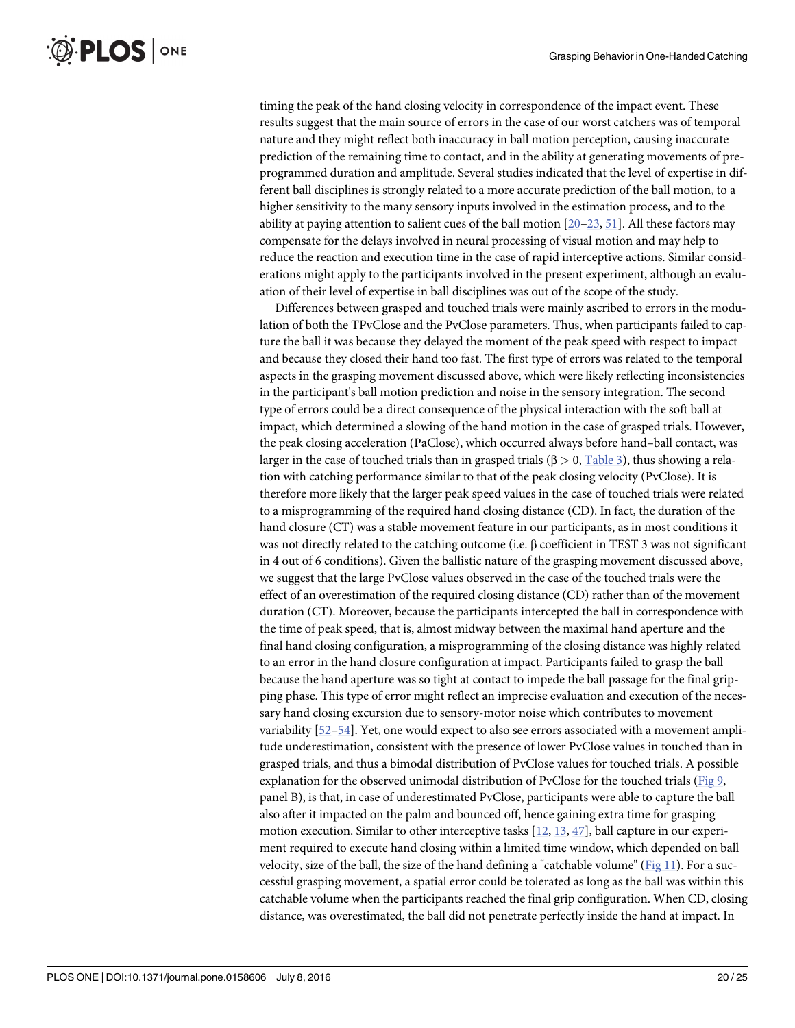timing the peak of the hand closing velocity in correspondence of the impact event. These results suggest that the main source of errors in the case of our worst catchers was of temporal nature and they might reflect both inaccuracy in ball motion perception, causing inaccurate prediction of the remaining time to contact, and in the ability at generating movements of pre-programmed duration and amplitude. Several studies indicated that the level of expertise in different ball disciplines is strongly related to a more accurate prediction of the ball motion, to a higher sensitivity to the many sensory inputs involved in the estimation process, and to the ability at paying attention to salient cues of the ball motion [20–23, 51]. All these factors may compensate for the delays involved in neural processing of visual motion and may help to reduce the reaction and execution time in the case of rapid interceptive actions. Similar considerations might apply to the participants involved in the present experiment, although an evaluation of their level of expertise in ball disciplines was out of the scope of the study.

Differences between grasped and touched trials were mainly ascribed to errors in the modulation of both the TPvClose and the PvClose parameters. Thus, when participants failed to capture the ball it was because they delayed the moment of the peak speed with respect to impact and because they closed their hand too fast. The first type of errors was related to the temporal aspects in the grasping movement discussed above, which were likely reflecting inconsistencies in the participant's ball motion prediction and noise in the sensory integration. The second type of errors could be a direct consequence of the physical interaction with the soft ball at impact, which determined a slowing of the hand motion in the case of grasped trials. However, the peak closing acceleration (PaClose), which occurred always before hand–ball contact, was larger in the case of touched trials than in grasped trials ($\beta > 0$, Table 3), thus showing a relation with catching performance similar to that of the peak closing velocity (PvClose). It is therefore more likely that the larger peak speed values in the case of touched trials were related to a misprogramming of the required hand closing distance (CD). In fact, the duration of the hand closure (CT) was a stable movement feature in our participants, as in most conditions it was not directly related to the catching outcome (i.e. $\beta$ coefficient in TEST 3 was not significant in 4 out of 6 conditions). Given the ballistic nature of the grasping movement discussed above, we suggest that the large PvClose values observed in the case of the touched trials were the effect of an overestimation of the required closing distance (CD) rather than of the movement duration (CT). Moreover, because the participants intercepted the ball in correspondence with the time of peak speed, that is, almost midway between the maximal hand aperture and the final hand closing configuration, a misprogramming of the closing distance was highly related to an error in the hand closure configuration at impact. Participants failed to grasp the ball because the hand aperture was so tight at contact to impede the ball passage for the final gripping phase. This type of error might reflect an imprecise evaluation and execution of the necessary hand closing excursion due to sensory-motor noise which contributes to movement variability [52–54]. Yet, one would expect to also see errors associated with a movement amplitude underestimation, consistent with the presence of lower PvClose values in touched than in grasped trials, and thus a bimodal distribution of PvClose values for touched trials. A possible explanation for the observed unimodal distribution of PvClose for the touched trials (Fig 9, panel B), is that, in case of underestimated PvClose, participants were able to capture the ball also after it impacted on the palm and bounced off, hence gaining extra time for grasping motion execution. Similar to other interceptive tasks [12, 13, 47], ball capture in our experiment required to execute hand closing within a limited time window, which depended on ball velocity, size of the ball, the size of the hand defining a "catchable volume" (Fig 11). For a successful grasping movement, a spatial error could be tolerated as long as the ball was within this catchable volume when the participants reached the final grip configuration. When CD, closing distance, was overestimated, the ball did not penetrate perfectly inside the hand at impact. In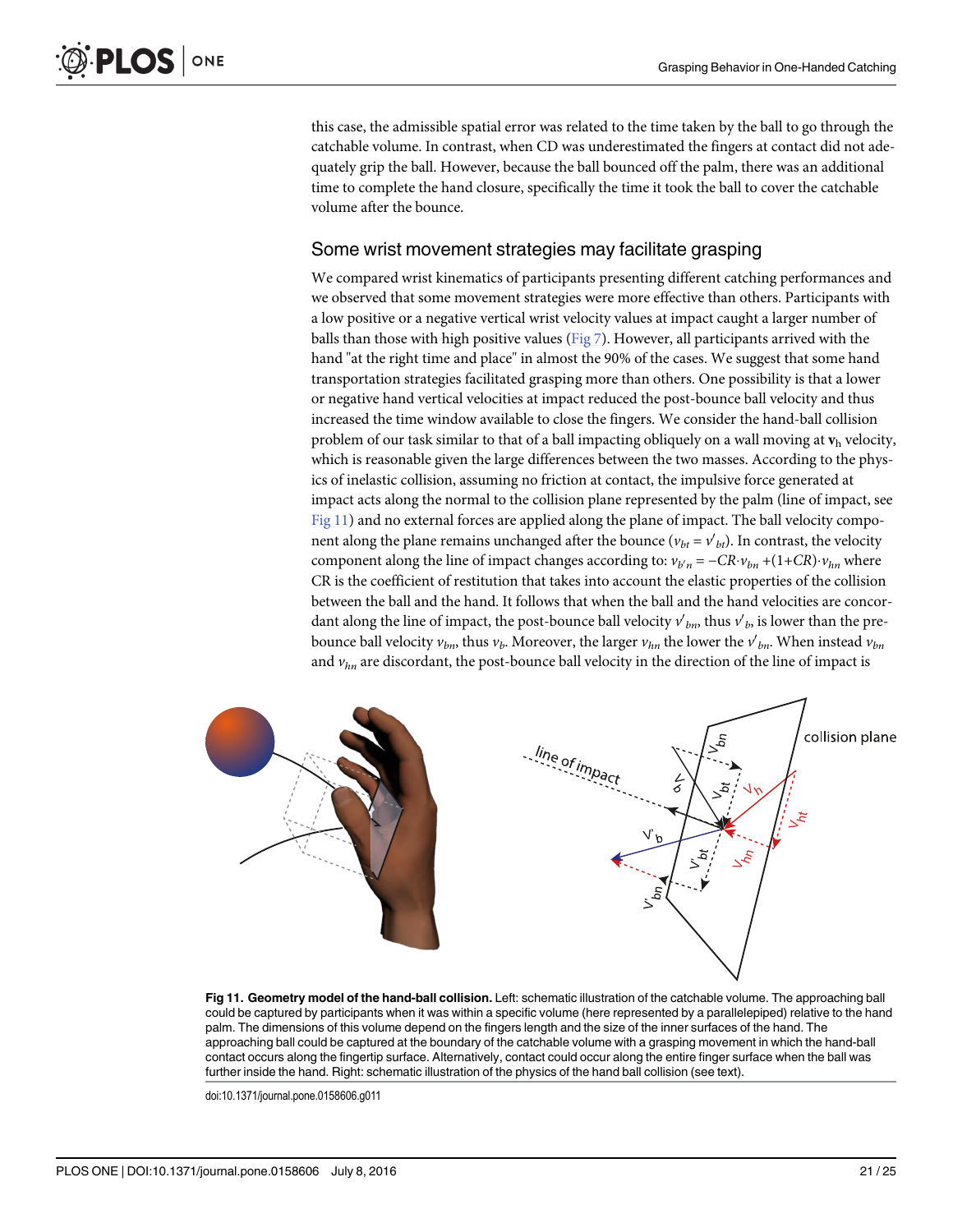this case, the admissible spatial error was related to the time taken by the ball to go through the catchable volume. In contrast, when CD was underestimated the fingers at contact did not adequately grip the ball. However, because the ball bounced off the palm, there was an additional time to complete the hand closure, specifically the time it took the ball to cover the catchable volume after the bounce.

## Some wrist movement strategies may facilitate grasping

We compared wrist kinematics of participants presenting different catching performances and we observed that some movement strategies were more effective than others. Participants with a low positive or a negative vertical wrist velocity values at impact caught a larger number of balls than those with high positive values (Fig 7). However, all participants arrived with the hand "at the right time and place" in almost the 90% of the cases. We suggest that some hand transportation strategies facilitated grasping more than others. One possibility is that a lower or negative hand vertical velocities at impact reduced the post-bounce ball velocity and thus increased the time window available to close the fingers. We consider the hand-ball collision problem of our task similar to that of a ball impacting obliquely on a wall moving at $\mathbf{v}_h$ velocity, which is reasonable given the large differences between the two masses. According to the physics of inelastic collision, assuming no friction at contact, the impulsive force generated at impact acts along the normal to the collision plane represented by the palm (line of impact, see Fig 11) and no external forces are applied along the plane of impact. The ball velocity component along the plane remains unchanged after the bounce ($v_{bt} = v'_{bt}$). In contrast, the velocity component along the line of impact changes according to: $v_{b'n} = -CR \cdot v_{bn} + (1+CR) \cdot v_{hn}$ where CR is the coefficient of restitution that takes into account the elastic properties of the collision between the ball and the hand. It follows that when the ball and the hand velocities are concordant along the line of impact, the post-bounce ball velocity $v'_{bn}$, thus $v'_b$, is lower than the pre-bounce ball velocity $v_{bn}$, thus $v_b$. Moreover, the larger $v_{hn}$ the lower the $v'_{bn}$. When instead $v_{bn}$ and $v_{hn}$ are discordant, the post-bounce ball velocity in the direction of the line of impact is

**Fig 11. Geometry model of the hand-ball collision.** Left: schematic illustration of the catchable volume. The approaching ball could be captured by participants when it was within a specific volume (here represented by a parallelepiped) relative to the hand palm. The dimensions of this volume depend on the fingers length and the size of the inner surfaces of the hand. The approaching ball could be captured at the boundary of the catchable volume with a grasping movement in which the hand-ball contact occurs along the fingertip surface. Alternatively, contact could occur along the entire finger surface when the ball was further inside the hand. Right: schematic illustration of the physics of the hand ball collision (see text).

doi:10.1371/journal.pone.0158606.g011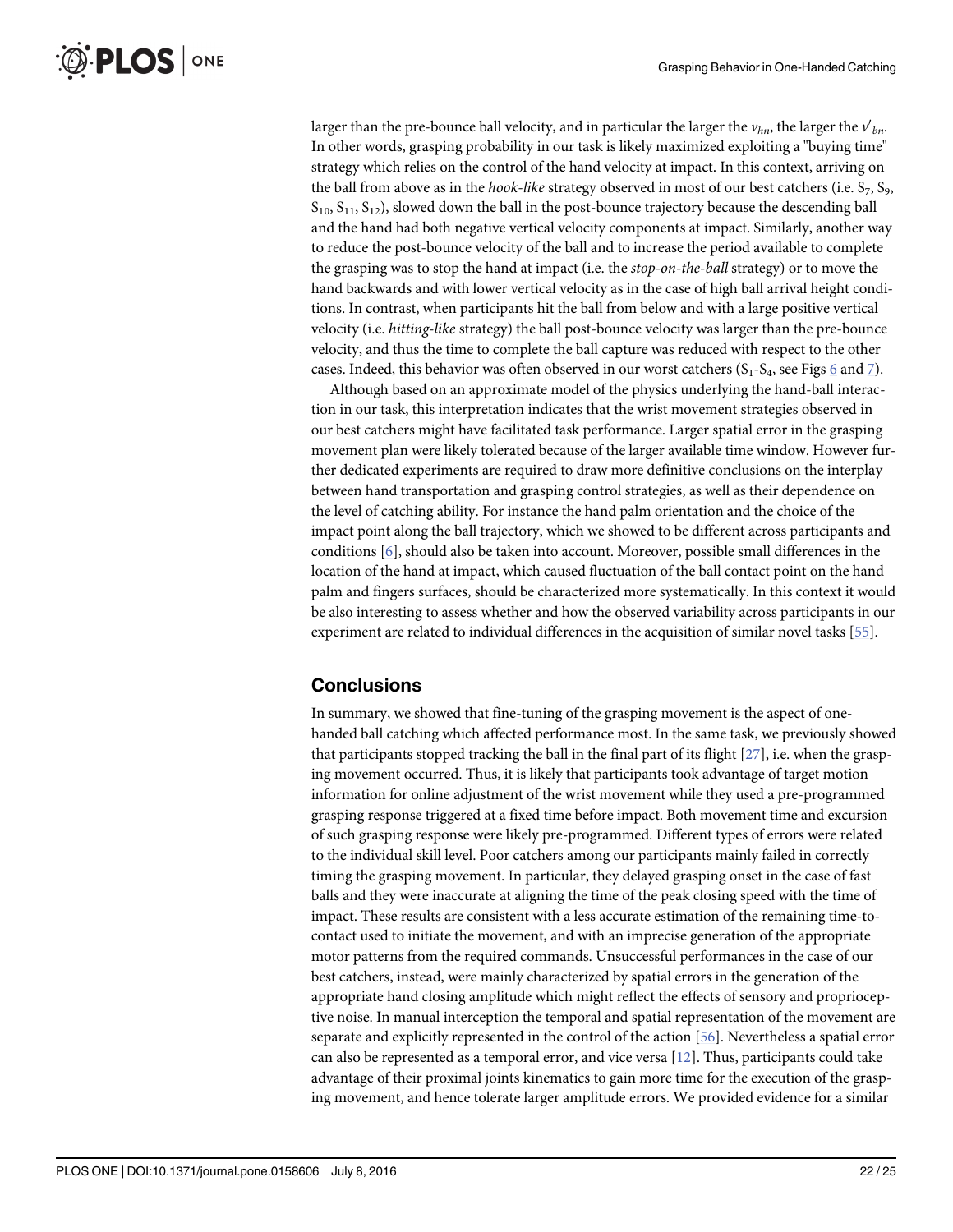larger than the pre-bounce ball velocity, and in particular the larger the $v_{hn}$, the larger the $v'_{bn}$. In other words, grasping probability in our task is likely maximized exploiting a "buying time" strategy which relies on the control of the hand velocity at impact. In this context, arriving on the ball from above as in the *hook-like* strategy observed in most of our best catchers (i.e. $S_7$, $S_9$, $S_{10}$, $S_{11}$, $S_{12}$), slowed down the ball in the post-bounce trajectory because the descending ball and the hand had both negative vertical velocity components at impact. Similarly, another way to reduce the post-bounce velocity of the ball and to increase the period available to complete the grasping was to stop the hand at impact (i.e. the *stop-on-the-ball* strategy) or to move the hand backwards and with lower vertical velocity as in the case of high ball arrival height conditions. In contrast, when participants hit the ball from below and with a large positive vertical velocity (i.e. *hitting-like* strategy) the ball post-bounce velocity was larger than the pre-bounce velocity, and thus the time to complete the ball capture was reduced with respect to the other cases. Indeed, this behavior was often observed in our worst catchers ($S_1$-$S_4$, see Figs 6 and 7).

Although based on an approximate model of the physics underlying the hand-ball interaction in our task, this interpretation indicates that the wrist movement strategies observed in our best catchers might have facilitated task performance. Larger spatial error in the grasping movement plan were likely tolerated because of the larger available time window. However further dedicated experiments are required to draw more definitive conclusions on the interplay between hand transportation and grasping control strategies, as well as their dependence on the level of catching ability. For instance the hand palm orientation and the choice of the impact point along the ball trajectory, which we showed to be different across participants and conditions [6], should also be taken into account. Moreover, possible small differences in the location of the hand at impact, which caused fluctuation of the ball contact point on the hand palm and fingers surfaces, should be characterized more systematically. In this context it would be also interesting to assess whether and how the observed variability across participants in our experiment are related to individual differences in the acquisition of similar novel tasks [55].

## Conclusions

In summary, we showed that fine-tuning of the grasping movement is the aspect of one-handed ball catching which affected performance most. In the same task, we previously showed that participants stopped tracking the ball in the final part of its flight [27], i.e. when the grasping movement occurred. Thus, it is likely that participants took advantage of target motion information for online adjustment of the wrist movement while they used a pre-programmed grasping response triggered at a fixed time before impact. Both movement time and excursion of such grasping response were likely pre-programmed. Different types of errors were related to the individual skill level. Poor catchers among our participants mainly failed in correctly timing the grasping movement. In particular, they delayed grasping onset in the case of fast balls and they were inaccurate at aligning the time of the peak closing speed with the time of impact. These results are consistent with a less accurate estimation of the remaining time-to-contact used to initiate the movement, and with an imprecise generation of the appropriate motor patterns from the required commands. Unsuccessful performances in the case of our best catchers, instead, were mainly characterized by spatial errors in the generation of the appropriate hand closing amplitude which might reflect the effects of sensory and proprioceptive noise. In manual interception the temporal and spatial representation of the movement are separate and explicitly represented in the control of the action [56]. Nevertheless a spatial error can also be represented as a temporal error, and vice versa [12]. Thus, participants could take advantage of their proximal joints kinematics to gain more time for the execution of the grasping movement, and hence tolerate larger amplitude errors. We provided evidence for a similar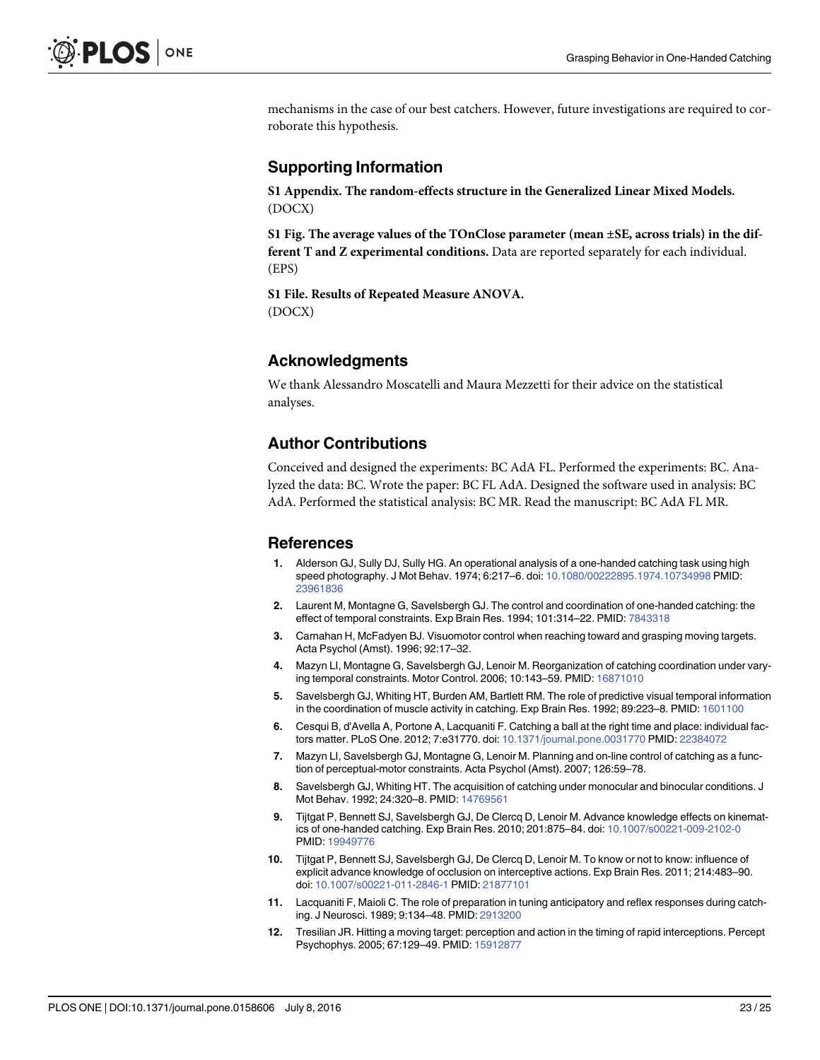mechanisms in the case of our best catchers. However, future investigations are required to corroborate this hypothesis.

## Supporting Information

**S1 Appendix. The random-effects structure in the Generalized Linear Mixed Models.**
(DOCX)

**S1 Fig. The average values of the TOnClose parameter (mean ±SE, across trials) in the different T and Z experimental conditions.** Data are reported separately for each individual.
(EPS)

**S1 File. Results of Repeated Measure ANOVA.**
(DOCX)

## Acknowledgments

We thank Alessandro Moscatelli and Maura Mezzetti for their advice on the statistical analyses.

## Author Contributions

Conceived and designed the experiments: BC AdA FL. Performed the experiments: BC. Analyzed the data: BC. Wrote the paper: BC FL AdA. Designed the software used in analysis: BC AdA. Performed the statistical analysis: BC MR. Read the manuscript: BC AdA FL MR.

## References

1. Alderson GJ, Sully DJ, Sully HG. An operational analysis of a one-handed catching task using high speed photography. J Mot Behav. 1974; 6:217–6. doi: 10.1080/00222895.1974.10734998 PMID: 23961836
2. Laurent M, Montagne G, Savelsbergh GJ. The control and coordination of one-handed catching: the effect of temporal constraints. Exp Brain Res. 1994; 101:314–22. PMID: 7843318
3. Carnahan H, McFadyen BJ. Visuomotor control when reaching toward and grasping moving targets. Acta Psychol (Amst). 1996; 92:17–32.
4. Mazyn LI, Montagne G, Savelsbergh GJ, Lenoir M. Reorganization of catching coordination under varying temporal constraints. Motor Control. 2006; 10:143–59. PMID: 16871010
5. Savelsbergh GJ, Whiting HT, Burden AM, Bartlett RM. The role of predictive visual temporal information in the coordination of muscle activity in catching. Exp Brain Res. 1992; 89:223–8. PMID: 1601100
6. Cesqui B, d'Avella A, Portone A, Lacquaniti F. Catching a ball at the right time and place: individual factors matter. PLoS One. 2012; 7:e31770. doi: 10.1371/journal.pone.0031770 PMID: 22384072
7. Mazyn LI, Savelsbergh GJ, Montagne G, Lenoir M. Planning and on-line control of catching as a function of perceptual-motor constraints. Acta Psychol (Amst). 2007; 126:59–78.
8. Savelsbergh GJ, Whiting HT. The acquisition of catching under monocular and binocular conditions. J Mot Behav. 1992; 24:320–8. PMID: 14769561
9. Tijtgat P, Bennett SJ, Savelsbergh GJ, De Clercq D, Lenoir M. Advance knowledge effects on kinematics of one-handed catching. Exp Brain Res. 2010; 201:875–84. doi: 10.1007/s00221-009-2102-0 PMID: 19949776
10. Tijtgat P, Bennett SJ, Savelsbergh GJ, De Clercq D, Lenoir M. To know or not to know: influence of explicit advance knowledge of occlusion on interceptive actions. Exp Brain Res. 2011; 214:483–90. doi: 10.1007/s00221-011-2846-1 PMID: 21877101
11. Lacquaniti F, Maioli C. The role of preparation in tuning anticipatory and reflex responses during catching. J Neurosci. 1989; 9:134–48. PMID: 2913200
12. Tresilian JR. Hitting a moving target: perception and action in the timing of rapid interceptions. Percept Psychophys. 2005; 67:129–49. PMID: 15912877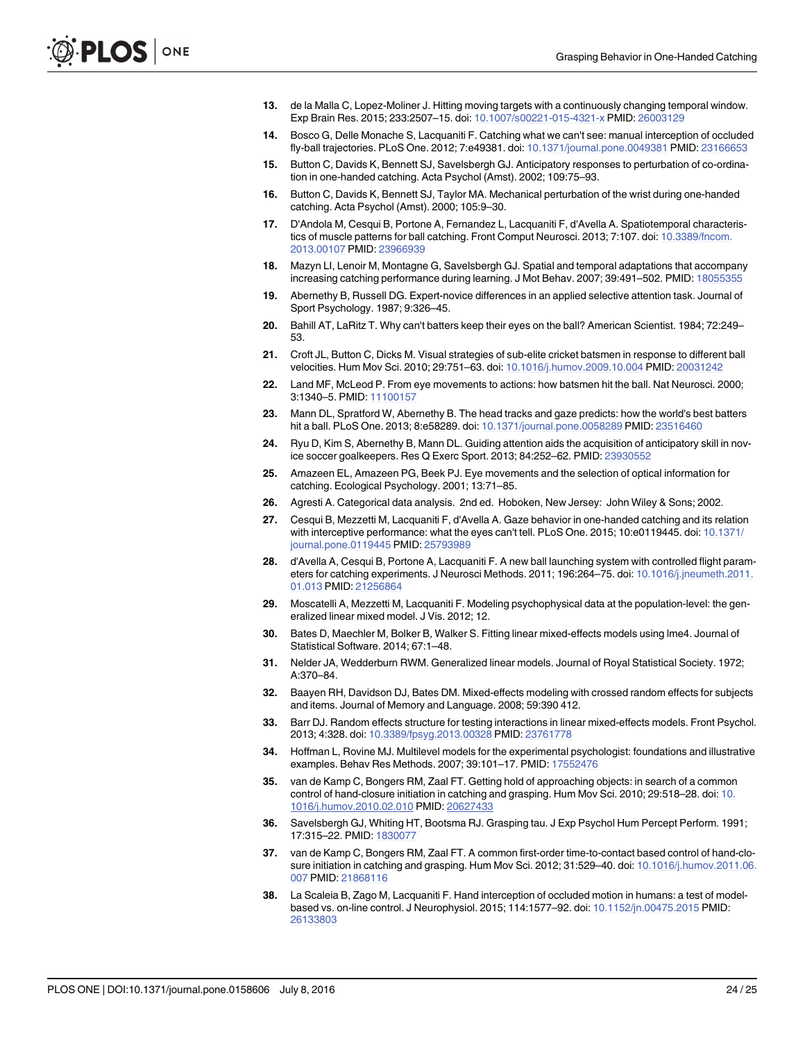13. de la Malla C, Lopez-Moliner J. Hitting moving targets with a continuously changing temporal window. Exp Brain Res. 2015; 233:2507–15. doi: 10.1007/s00221-015-4321-x PMID: 26003129
14. Bosco G, Delle Monache S, Lacquaniti F. Catching what we can't see: manual interception of occluded fly-ball trajectories. PLoS One. 2012; 7:e49381. doi: 10.1371/journal.pone.0049381 PMID: 23166653
15. Button C, Davids K, Bennett SJ, Savelsbergh GJ. Anticipatory responses to perturbation of co-ordination in one-handed catching. Acta Psychol (Amst). 2002; 109:75–93.
16. Button C, Davids K, Bennett SJ, Taylor MA. Mechanical perturbation of the wrist during one-handed catching. Acta Psychol (Amst). 2000; 105:9–30.
17. D'Andola M, Cesqui B, Portone A, Fernandez L, Lacquaniti F, d'Avella A. Spatiotemporal characteristics of muscle patterns for ball catching. Front Comput Neurosci. 2013; 7:107. doi: 10.3389/fncom.2013.00107 PMID: 23966939
18. Mazyn LI, Lenoir M, Montagne G, Savelsbergh GJ. Spatial and temporal adaptations that accompany increasing catching performance during learning. J Mot Behav. 2007; 39:491–502. PMID: 18055355
19. Abernethy B, Russell DG. Expert-novice differences in an applied selective attention task. Journal of Sport Psychology. 1987; 9:326–45.
20. Bahill AT, LaRitz T. Why can't batters keep their eyes on the ball? American Scientist. 1984; 72:249–53.
21. Croft JL, Button C, Dicks M. Visual strategies of sub-elite cricket batsmen in response to different ball velocities. Hum Mov Sci. 2010; 29:751–63. doi: 10.1016/j.humov.2009.10.004 PMID: 20031242
22. Land MF, McLeod P. From eye movements to actions: how batsmen hit the ball. Nat Neurosci. 2000; 3:1340–5. PMID: 11100157
23. Mann DL, Spratford W, Abernethy B. The head tracks and gaze predicts: how the world's best batters hit a ball. PLoS One. 2013; 8:e58289. doi: 10.1371/journal.pone.0058289 PMID: 23516460
24. Ryu D, Kim S, Abernethy B, Mann DL. Guiding attention aids the acquisition of anticipatory skill in novice soccer goalkeepers. Res Q Exerc Sport. 2013; 84:252–62. PMID: 23930552
25. Amazeen EL, Amazeen PG, Beek PJ. Eye movements and the selection of optical information for catching. Ecological Psychology. 2001; 13:71–85.
26. Agresti A. Categorical data analysis. 2nd ed. Hoboken, New Jersey: John Wiley & Sons; 2002.
27. Cesqui B, Mezzetti M, Lacquaniti F, d'Avella A. Gaze behavior in one-handed catching and its relation with interceptive performance: what the eyes can't tell. PLoS One. 2015; 10:e0119445. doi: 10.1371/journal.pone.0119445 PMID: 25793989
28. d'Avella A, Cesqui B, Portone A, Lacquaniti F. A new ball launching system with controlled flight parameters for catching experiments. J Neurosci Methods. 2011; 196:264–75. doi: 10.1016/j.jneumeth.2011.01.013 PMID: 21256864
29. Moscatelli A, Mezzetti M, Lacquaniti F. Modeling psychophysical data at the population-level: the generalized linear mixed model. J Vis. 2012; 12.
30. Bates D, Maechler M, Bolker B, Walker S. Fitting linear mixed-effects models using lme4. Journal of Statistical Software. 2014; 67:1–48.
31. Nelder JA, Wedderburn RWM. Generalized linear models. Journal of Royal Statistical Society. 1972; A:370–84.
32. Baayen RH, Davidson DJ, Bates DM. Mixed-effects modeling with crossed random effects for subjects and items. Journal of Memory and Language. 2008; 59:390 412.
33. Barr DJ. Random effects structure for testing interactions in linear mixed-effects models. Front Psychol. 2013; 4:328. doi: 10.3389/fpsyg.2013.00328 PMID: 23761778
34. Hoffman L, Rovine MJ. Multilevel models for the experimental psychologist: foundations and illustrative examples. Behav Res Methods. 2007; 39:101–17. PMID: 17552476
35. van de Kamp C, Bongers RM, Zaal FT. Getting hold of approaching objects: in search of a common control of hand-closure initiation in catching and grasping. Hum Mov Sci. 2010; 29:518–28. doi: 10.1016/j.humov.2010.02.010 PMID: 20627433
36. Savelsbergh GJ, Whiting HT, Bootsma RJ. Grasping tau. J Exp Psychol Hum Percept Perform. 1991; 17:315–22. PMID: 1830077
37. van de Kamp C, Bongers RM, Zaal FT. A common first-order time-to-contact based control of hand-closure initiation in catching and grasping. Hum Mov Sci. 2012; 31:529–40. doi: 10.1016/j.humov.2011.06.007 PMID: 21868116
38. La Scaleia B, Zago M, Lacquaniti F. Hand interception of occluded motion in humans: a test of model-based vs. on-line control. J Neurophysiol. 2015; 114:1577–92. doi: 10.1152/jn.00475.2015 PMID: 26133803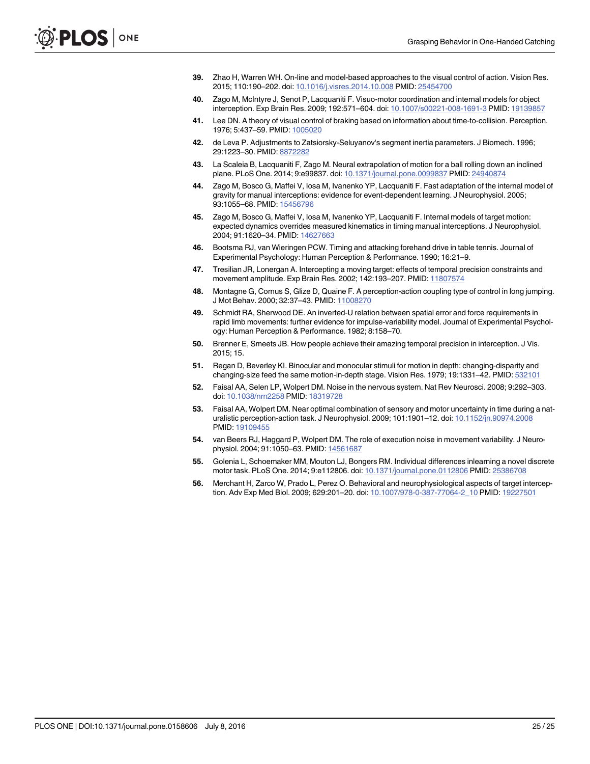39. Zhao H, Warren WH. On-line and model-based approaches to the visual control of action. Vision Res. 2015; 110:190–202. doi: 10.1016/j.visres.2014.10.008 PMID: 25454700

40. Zago M, McIntyre J, Senot P, Lacquaniti F. Visuo-motor coordination and internal models for object interception. Exp Brain Res. 2009; 192:571–604. doi: 10.1007/s00221-008-1691-3 PMID: 19139857

41. Lee DN. A theory of visual control of braking based on information about time-to-collision. Perception. 1976; 5:437–59. PMID: 1005020

42. de Leva P. Adjustments to Zatsiorsky-Seluyanov's segment inertia parameters. J Biomech. 1996; 29:1223–30. PMID: 8872282

43. La Scaleia B, Lacquaniti F, Zago M. Neural extrapolation of motion for a ball rolling down an inclined plane. PLoS One. 2014; 9:e99837. doi: 10.1371/journal.pone.0099837 PMID: 24940874

44. Zago M, Bosco G, Maffei V, Iosa M, Ivanenko YP, Lacquaniti F. Fast adaptation of the internal model of gravity for manual interceptions: evidence for event-dependent learning. J Neurophysiol. 2005; 93:1055–68. PMID: 15456796

45. Zago M, Bosco G, Maffei V, Iosa M, Ivanenko YP, Lacquaniti F. Internal models of target motion: expected dynamics overrides measured kinematics in timing manual interceptions. J Neurophysiol. 2004; 91:1620–34. PMID: 14627663

46. Bootsma RJ, van Wieringen PCW. Timing and attacking forehand drive in table tennis. Journal of Experimental Psychology: Human Perception & Performance. 1990; 16:21–9.

47. Tresilian JR, Lonergan A. Intercepting a moving target: effects of temporal precision constraints and movement amplitude. Exp Brain Res. 2002; 142:193–207. PMID: 11807574

48. Montagne G, Cornus S, Glize D, Quaine F. A perception-action coupling type of control in long jumping. J Mot Behav. 2000; 32:37–43. PMID: 11008270

49. Schmidt RA, Sherwood DE. An inverted-U relation between spatial error and force requirements in rapid limb movements: further evidence for impulse-variability model. Journal of Experimental Psychology: Human Perception & Performance. 1982; 8:158–70.

50. Brenner E, Smeets JB. How people achieve their amazing temporal precision in interception. J Vis. 2015; 15.

51. Regan D, Beverley KI. Binocular and monocular stimuli for motion in depth: changing-disparity and changing-size feed the same motion-in-depth stage. Vision Res. 1979; 19:1331–42. PMID: 532101

52. Faisal AA, Selen LP, Wolpert DM. Noise in the nervous system. Nat Rev Neurosci. 2008; 9:292–303. doi: 10.1038/nrn2258 PMID: 18319728

53. Faisal AA, Wolpert DM. Near optimal combination of sensory and motor uncertainty in time during a naturalistic perception-action task. J Neurophysiol. 2009; 101:1901–12. doi: 10.1152/jn.90974.2008 PMID: 19109455

54. van Beers RJ, Haggard P, Wolpert DM. The role of execution noise in movement variability. J Neurophysiol. 2004; 91:1050–63. PMID: 14561687

55. Golenia L, Schoemaker MM, Mouton LJ, Bongers RM. Individual differences inlearning a novel discrete motor task. PLoS One. 2014; 9:e112806. doi: 10.1371/journal.pone.0112806 PMID: 25386708

56. Merchant H, Zarco W, Prado L, Perez O. Behavioral and neurophysiological aspects of target interception. Adv Exp Med Biol. 2009; 629:201–20. doi: 10.1007/978-0-387-77064-2_10 PMID: 19227501